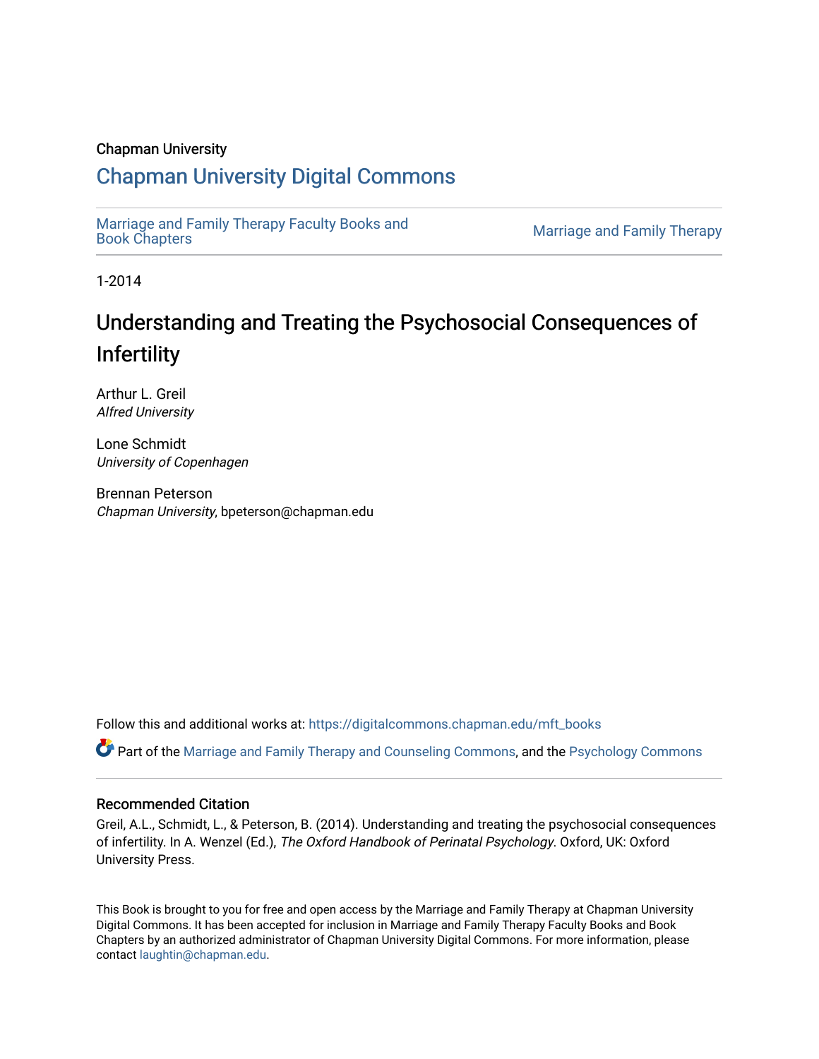Chapman University

# Chapman University Digital Commons

Marriage and Family Therapy Faculty Books and Book Chapters | Marriage and Family Therapy

1-2014

## Understanding and Treating the Psychosocial Consequences of Infertility

Arthur L. Greil
*Alfred University*

Lone Schmidt
*University of Copenhagen*

Brennan Peterson
*Chapman University*, bpeterson@chapman.edu

Follow this and additional works at: https://digitalcommons.chapman.edu/mft_books

Part of the Marriage and Family Therapy and Counseling Commons, and the Psychology Commons

### Recommended Citation

Greil, A.L., Schmidt, L., & Peterson, B. (2014). Understanding and treating the psychosocial consequences of infertility. In A. Wenzel (Ed.), *The Oxford Handbook of Perinatal Psychology*. Oxford, UK: Oxford University Press.

This Book is brought to you for free and open access by the Marriage and Family Therapy at Chapman University Digital Commons. It has been accepted for inclusion in Marriage and Family Therapy Faculty Books and Book Chapters by an authorized administrator of Chapman University Digital Commons. For more information, please contact laughtin@chapman.edu.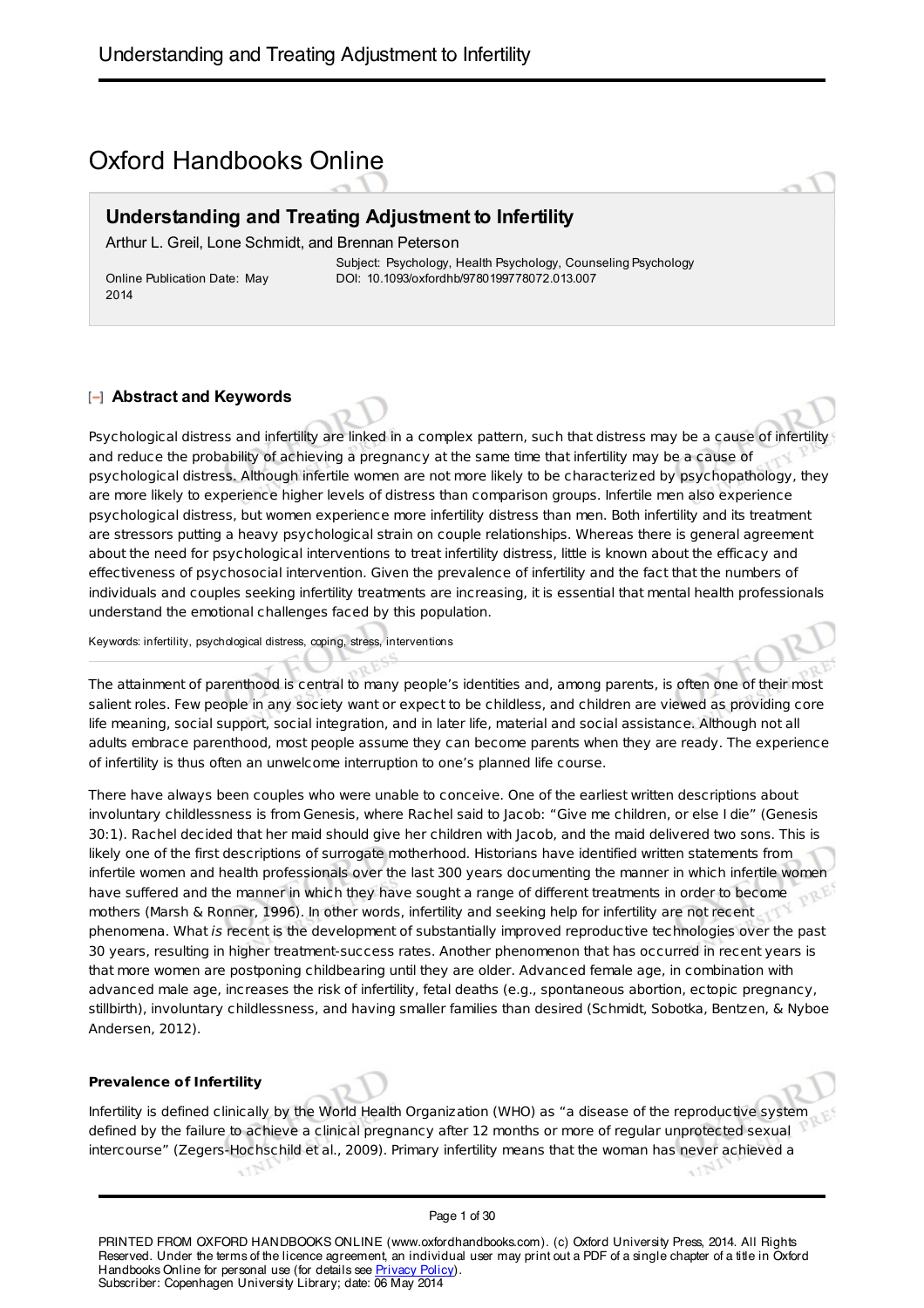# Oxford Handbooks Online

## Understanding and Treating Adjustment to Infertility

Arthur L. Greil, Lone Schmidt, and Brennan Peterson

Online Publication Date: May 2014

Subject: Psychology, Health Psychology, Counseling Psychology
DOI: 10.1093/oxfordhb/9780199778072.013.007

### Abstract and Keywords

Psychological distress and infertility are linked in a complex pattern, such that distress may be a cause of infertility and reduce the probability of achieving a pregnancy at the same time that infertility may be a cause of psychological distress. Although infertile women are not more likely to be characterized by psychopathology, they are more likely to experience higher levels of distress than comparison groups. Infertile men also experience psychological distress, but women experience more infertility distress than men. Both infertility and its treatment are stressors putting a heavy psychological strain on couple relationships. Whereas there is general agreement about the need for psychological interventions to treat infertility distress, little is known about the efficacy and effectiveness of psychosocial intervention. Given the prevalence of infertility and the fact that the numbers of individuals and couples seeking infertility treatments are increasing, it is essential that mental health professionals understand the emotional challenges faced by this population.

Keywords: infertility, psychological distress, coping, stress, interventions

The attainment of parenthood is central to many people's identities and, among parents, is often one of their most salient roles. Few people in any society want or expect to be childless, and children are viewed as providing core life meaning, social support, social integration, and in later life, material and social assistance. Although not all adults embrace parenthood, most people assume they can become parents when they are ready. The experience of infertility is thus often an unwelcome interruption to one's planned life course.

There have always been couples who were unable to conceive. One of the earliest written descriptions about involuntary childlessness is from Genesis, where Rachel said to Jacob: "Give me children, or else I die" (Genesis 30:1). Rachel decided that her maid should give her children with Jacob, and the maid delivered two sons. This is likely one of the first descriptions of surrogate motherhood. Historians have identified written statements from infertile women and health professionals over the last 300 years documenting the manner in which infertile women have suffered and the manner in which they have sought a range of different treatments in order to become mothers (Marsh & Ronner, 1996). In other words, infertility and seeking help for infertility are not recent phenomena. What *is* recent is the development of substantially improved reproductive technologies over the past 30 years, resulting in higher treatment-success rates. Another phenomenon that has occurred in recent years is that more women are postponing childbearing until they are older. Advanced female age, in combination with advanced male age, increases the risk of infertility, fetal deaths (e.g., spontaneous abortion, ectopic pregnancy, stillbirth), involuntary childlessness, and having smaller families than desired (Schmidt, Sobotka, Bentzen, & Nyboe Andersen, 2012).

#### Prevalence of Infertility

Infertility is defined clinically by the World Health Organization (WHO) as "a disease of the reproductive system defined by the failure to achieve a clinical pregnancy after 12 months or more of regular unprotected sexual intercourse" (Zegers-Hochschild et al., 2009). Primary infertility means that the woman has never achieved a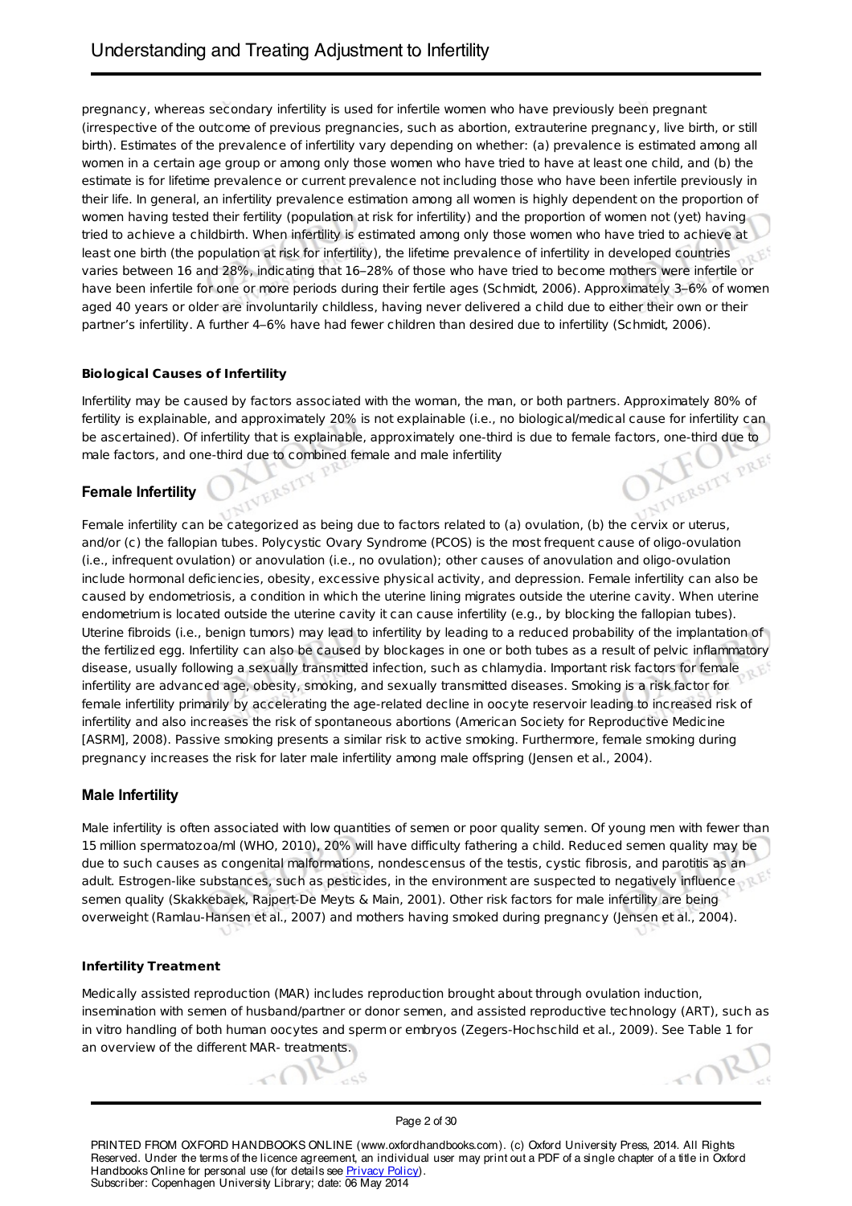pregnancy, whereas secondary infertility is used for infertile women who have previously been pregnant (irrespective of the outcome of previous pregnancies, such as abortion, extrauterine pregnancy, live birth, or still birth). Estimates of the prevalence of infertility vary depending on whether: (a) prevalence is estimated among all women in a certain age group or among only those women who have tried to have at least one child, and (b) the estimate is for lifetime prevalence or current prevalence not including those who have been infertile previously in their life. In general, an infertility prevalence estimation among all women is highly dependent on the proportion of women having tested their fertility (population at risk for infertility) and the proportion of women not (yet) having tried to achieve a childbirth. When infertility is estimated among only those women who have tried to achieve at least one birth (the population at risk for infertility), the lifetime prevalence of infertility in developed countries varies between 16 and 28%, indicating that 16–28% of those who have tried to become mothers were infertile or have been infertile for one or more periods during their fertile ages (Schmidt, 2006). Approximately 3–6% of women aged 40 years or older are involuntarily childless, having never delivered a child due to either their own or their partner's infertility. A further 4–6% have had fewer children than desired due to infertility (Schmidt, 2006).

### Biological Causes of Infertility

Infertility may be caused by factors associated with the woman, the man, or both partners. Approximately 80% of fertility is explainable, and approximately 20% is not explainable (i.e., no biological/medical cause for infertility can be ascertained). Of infertility that is explainable, approximately one-third is due to female factors, one-third due to male factors, and one-third due to combined female and male infertility

## Female Infertility

Female infertility can be categorized as being due to factors related to (a) ovulation, (b) the cervix or uterus, and/or (c) the fallopian tubes. Polycystic Ovary Syndrome (PCOS) is the most frequent cause of oligo-ovulation (i.e., infrequent ovulation) or anovulation (i.e., no ovulation); other causes of anovulation and oligo-ovulation include hormonal deficiencies, obesity, excessive physical activity, and depression. Female infertility can also be caused by endometriosis, a condition in which the uterine lining migrates outside the uterine cavity. When uterine endometrium is located outside the uterine cavity it can cause infertility (e.g., by blocking the fallopian tubes). Uterine fibroids (i.e., benign tumors) may lead to infertility by leading to a reduced probability of the implantation of the fertilized egg. Infertility can also be caused by blockages in one or both tubes as a result of pelvic inflammatory disease, usually following a sexually transmitted infection, such as chlamydia. Important risk factors for female infertility are advanced age, obesity, smoking, and sexually transmitted diseases. Smoking is a risk factor for female infertility primarily by accelerating the age-related decline in oocyte reservoir leading to increased risk of infertility and also increases the risk of spontaneous abortions (American Society for Reproductive Medicine [ASRM], 2008). Passive smoking presents a similar risk to active smoking. Furthermore, female smoking during pregnancy increases the risk for later male infertility among male offspring (Jensen et al., 2004).

## Male Infertility

Male infertility is often associated with low quantities of semen or poor quality semen. Of young men with fewer than 15 million spermatozoa/ml (WHO, 2010), 20% will have difficulty fathering a child. Reduced semen quality may be due to such causes as congenital malformations, nondescensus of the testis, cystic fibrosis, and parotitis as an adult. Estrogen-like substances, such as pesticides, in the environment are suspected to negatively influence semen quality (Skakkebaek, Rajpert-De Meyts & Main, 2001). Other risk factors for male infertility are being overweight (Ramlau-Hansen et al., 2007) and mothers having smoked during pregnancy (Jensen et al., 2004).

### Infertility Treatment

Medically assisted reproduction (MAR) includes reproduction brought about through ovulation induction, insemination with semen of husband/partner or donor semen, and assisted reproductive technology (ART), such as in vitro handling of both human oocytes and sperm or embryos (Zegers-Hochschild et al., 2009). See Table 1 for an overview of the different MAR- treatments.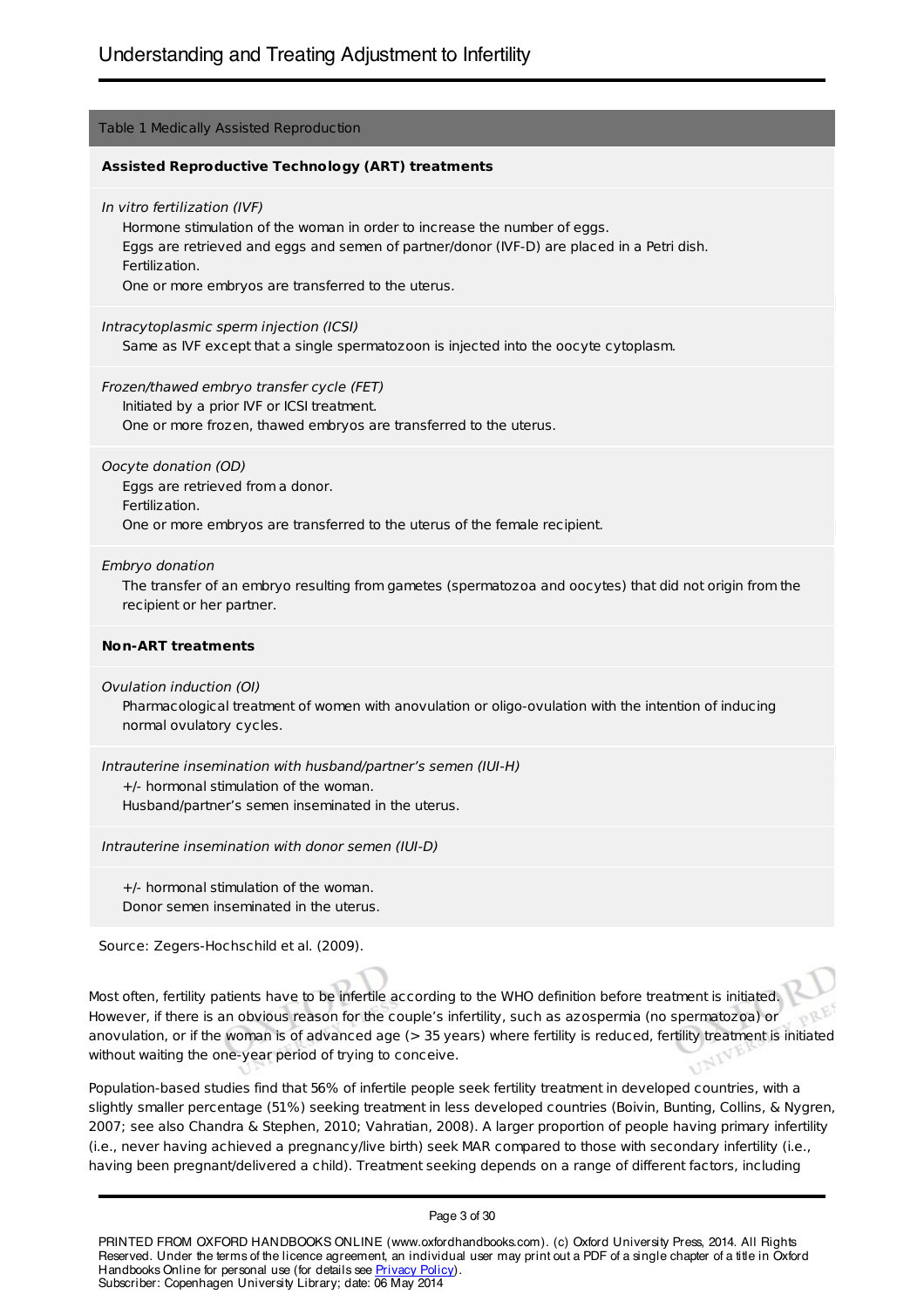Table 1 Medically Assisted Reproduction

**Assisted Reproductive Technology (ART) treatments**

*In vitro fertilization (IVF)*

Hormone stimulation of the woman in order to increase the number of eggs.
Eggs are retrieved and eggs and semen of partner/donor (IVF-D) are placed in a Petri dish.
Fertilization.
One or more embryos are transferred to the uterus.

*Intracytoplasmic sperm injection (ICSI)*

Same as IVF except that a single spermatozoon is injected into the oocyte cytoplasm.

*Frozen/thawed embryo transfer cycle (FET)*

Initiated by a prior IVF or ICSI treatment.
One or more frozen, thawed embryos are transferred to the uterus.

*Oocyte donation (OD)*

Eggs are retrieved from a donor.
Fertilization.
One or more embryos are transferred to the uterus of the female recipient.

*Embryo donation*

The transfer of an embryo resulting from gametes (spermatozoa and oocytes) that did not origin from the recipient or her partner.

**Non-ART treatments**

*Ovulation induction (OI)*

Pharmacological treatment of women with anovulation or oligo-ovulation with the intention of inducing normal ovulatory cycles.

*Intrauterine insemination with husband/partner's semen (IUI-H)*

+/- hormonal stimulation of the woman.
Husband/partner's semen inseminated in the uterus.

*Intrauterine insemination with donor semen (IUI-D)*

+/- hormonal stimulation of the woman.
Donor semen inseminated in the uterus.

Source: Zegers-Hochschild et al. (2009).

Most often, fertility patients have to be infertile according to the WHO definition before treatment is initiated. However, if there is an obvious reason for the couple's infertility, such as azospermia (no spermatozoa) or anovulation, or if the woman is of advanced age (> 35 years) where fertility is reduced, fertility treatment is initiated without waiting the one-year period of trying to conceive.

Population-based studies find that 56% of infertile people seek fertility treatment in developed countries, with a slightly smaller percentage (51%) seeking treatment in less developed countries (Boivin, Bunting, Collins, & Nygren, 2007; see also Chandra & Stephen, 2010; Vahratian, 2008). A larger proportion of people having primary infertility (i.e., never having achieved a pregnancy/live birth) seek MAR compared to those with secondary infertility (i.e., having been pregnant/delivered a child). Treatment seeking depends on a range of different factors, including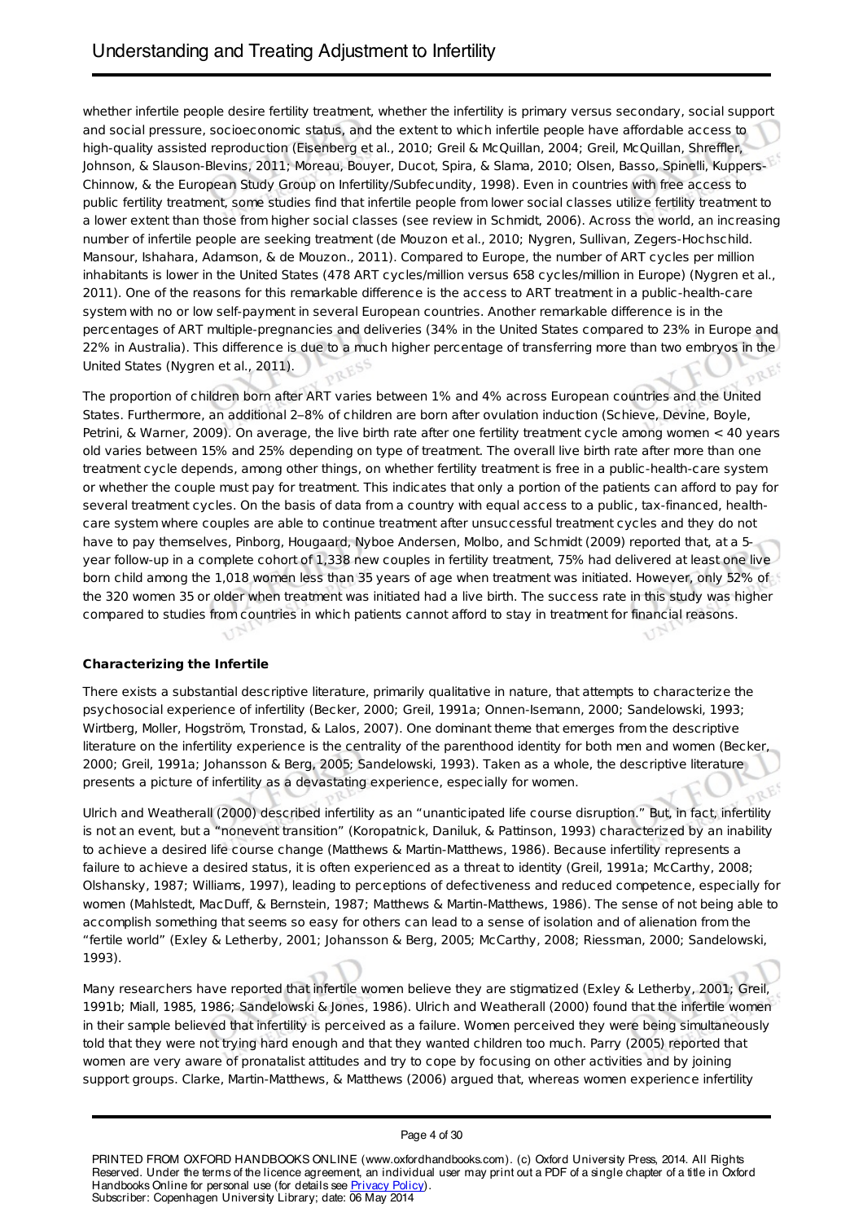whether infertile people desire fertility treatment, whether the infertility is primary versus secondary, social support and social pressure, socioeconomic status, and the extent to which infertile people have affordable access to high-quality assisted reproduction (Eisenberg et al., 2010; Greil & McQuillan, 2004; Greil, McQuillan, Shreffler, Johnson, & Slauson-Blevins, 2011; Moreau, Bouyer, Ducot, Spira, & Slama, 2010; Olsen, Basso, Spinelli, Kuppers-Chinnow, & the European Study Group on Infertility/Subfecundity, 1998). Even in countries with free access to public fertility treatment, some studies find that infertile people from lower social classes utilize fertility treatment to a lower extent than those from higher social classes (see review in Schmidt, 2006). Across the world, an increasing number of infertile people are seeking treatment (de Mouzon et al., 2010; Nygren, Sullivan, Zegers-Hochschild. Mansour, Ishahara, Adamson, & de Mouzon., 2011). Compared to Europe, the number of ART cycles per million inhabitants is lower in the United States (478 ART cycles/million versus 658 cycles/million in Europe) (Nygren et al., 2011). One of the reasons for this remarkable difference is the access to ART treatment in a public-health-care system with no or low self-payment in several European countries. Another remarkable difference is in the percentages of ART multiple-pregnancies and deliveries (34% in the United States compared to 23% in Europe and 22% in Australia). This difference is due to a much higher percentage of transferring more than two embryos in the United States (Nygren et al., 2011).

The proportion of children born after ART varies between 1% and 4% across European countries and the United States. Furthermore, an additional 2–8% of children are born after ovulation induction (Schieve, Devine, Boyle, Petrini, & Warner, 2009). On average, the live birth rate after one fertility treatment cycle among women < 40 years old varies between 15% and 25% depending on type of treatment. The overall live birth rate after more than one treatment cycle depends, among other things, on whether fertility treatment is free in a public-health-care system or whether the couple must pay for treatment. This indicates that only a portion of the patients can afford to pay for several treatment cycles. On the basis of data from a country with equal access to a public, tax-financed, health-care system where couples are able to continue treatment after unsuccessful treatment cycles and they do not have to pay themselves, Pinborg, Hougaard, Nyboe Andersen, Molbo, and Schmidt (2009) reported that, at a 5-year follow-up in a complete cohort of 1,338 new couples in fertility treatment, 75% had delivered at least one live born child among the 1,018 women less than 35 years of age when treatment was initiated. However, only 52% of the 320 women 35 or older when treatment was initiated had a live birth. The success rate in this study was higher compared to studies from countries in which patients cannot afford to stay in treatment for financial reasons.

**Characterizing the Infertile**

There exists a substantial descriptive literature, primarily qualitative in nature, that attempts to characterize the psychosocial experience of infertility (Becker, 2000; Greil, 1991a; Onnen-Isemann, 2000; Sandelowski, 1993; Wirtberg, Moller, Hogström, Tronstad, & Lalos, 2007). One dominant theme that emerges from the descriptive literature on the infertility experience is the centrality of the parenthood identity for both men and women (Becker, 2000; Greil, 1991a; Johansson & Berg, 2005; Sandelowski, 1993). Taken as a whole, the descriptive literature presents a picture of infertility as a devastating experience, especially for women.

Ulrich and Weatherall (2000) described infertility as an "unanticipated life course disruption." But, in fact, infertility is not an event, but a "nonevent transition" (Koropatnick, Daniluk, & Pattinson, 1993) characterized by an inability to achieve a desired life course change (Matthews & Martin-Matthews, 1986). Because infertility represents a failure to achieve a desired status, it is often experienced as a threat to identity (Greil, 1991a; McCarthy, 2008; Olshansky, 1987; Williams, 1997), leading to perceptions of defectiveness and reduced competence, especially for women (Mahlstedt, MacDuff, & Bernstein, 1987; Matthews & Martin-Matthews, 1986). The sense of not being able to accomplish something that seems so easy for others can lead to a sense of isolation and of alienation from the "fertile world" (Exley & Letherby, 2001; Johansson & Berg, 2005; McCarthy, 2008; Riessman, 2000; Sandelowski, 1993).

Many researchers have reported that infertile women believe they are stigmatized (Exley & Letherby, 2001; Greil, 1991b; Miall, 1985, 1986; Sandelowski & Jones, 1986). Ulrich and Weatherall (2000) found that the infertile women in their sample believed that infertility is perceived as a failure. Women perceived they were being simultaneously told that they were not trying hard enough and that they wanted children too much. Parry (2005) reported that women are very aware of pronatalist attitudes and try to cope by focusing on other activities and by joining support groups. Clarke, Martin-Matthews, & Matthews (2006) argued that, whereas women experience infertility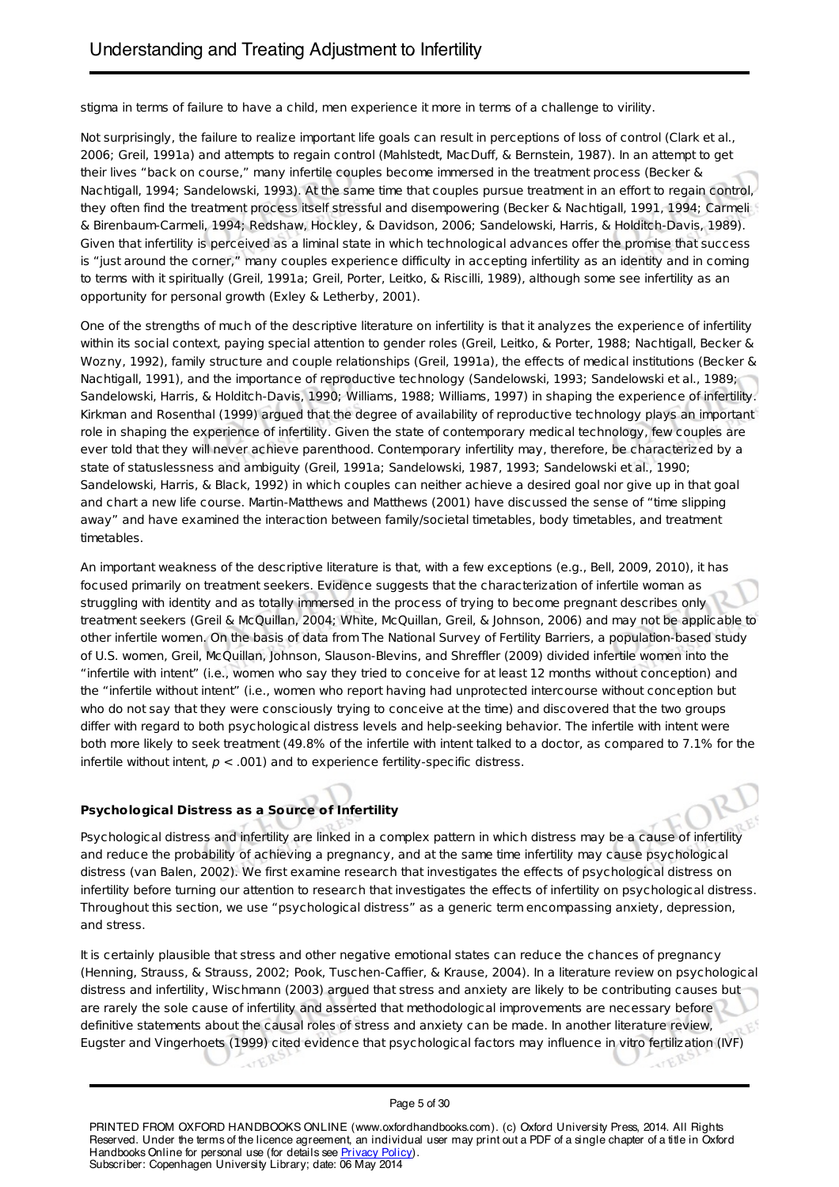stigma in terms of failure to have a child, men experience it more in terms of a challenge to virility.

Not surprisingly, the failure to realize important life goals can result in perceptions of loss of control (Clark et al., 2006; Greil, 1991a) and attempts to regain control (Mahlstedt, MacDuff, & Bernstein, 1987). In an attempt to get their lives "back on course," many infertile couples become immersed in the treatment process (Becker & Nachtigall, 1994; Sandelowski, 1993). At the same time that couples pursue treatment in an effort to regain control, they often find the treatment process itself stressful and disempowering (Becker & Nachtigall, 1991, 1994; Carmeli & Birenbaum-Carmeli, 1994; Redshaw, Hockley, & Davidson, 2006; Sandelowski, Harris, & Holditch-Davis, 1989). Given that infertility is perceived as a liminal state in which technological advances offer the promise that success is "just around the corner," many couples experience difficulty in accepting infertility as an identity and in coming to terms with it spiritually (Greil, 1991a; Greil, Porter, Leitko, & Riscilli, 1989), although some see infertility as an opportunity for personal growth (Exley & Letherby, 2001).

One of the strengths of much of the descriptive literature on infertility is that it analyzes the experience of infertility within its social context, paying special attention to gender roles (Greil, Leitko, & Porter, 1988; Nachtigall, Becker & Wozny, 1992), family structure and couple relationships (Greil, 1991a), the effects of medical institutions (Becker & Nachtigall, 1991), and the importance of reproductive technology (Sandelowski, 1993; Sandelowski et al., 1989; Sandelowski, Harris, & Holditch-Davis, 1990; Williams, 1988; Williams, 1997) in shaping the experience of infertility. Kirkman and Rosenthal (1999) argued that the degree of availability of reproductive technology plays an important role in shaping the experience of infertility. Given the state of contemporary medical technology, few couples are ever told that they will never achieve parenthood. Contemporary infertility may, therefore, be characterized by a state of statuslessness and ambiguity (Greil, 1991a; Sandelowski, 1987, 1993; Sandelowski et al., 1990; Sandelowski, Harris, & Black, 1992) in which couples can neither achieve a desired goal nor give up in that goal and chart a new life course. Martin-Matthews and Matthews (2001) have discussed the sense of "time slipping away" and have examined the interaction between family/societal timetables, body timetables, and treatment timetables.

An important weakness of the descriptive literature is that, with a few exceptions (e.g., Bell, 2009, 2010), it has focused primarily on treatment seekers. Evidence suggests that the characterization of infertile woman as struggling with identity and as totally immersed in the process of trying to become pregnant describes only treatment seekers (Greil & McQuillan, 2004; White, McQuillan, Greil, & Johnson, 2006) and may not be applicable to other infertile women. On the basis of data from The National Survey of Fertility Barriers, a population-based study of U.S. women, Greil, McQuillan, Johnson, Slauson-Blevins, and Shreffler (2009) divided infertile women into the "infertile with intent" (i.e., women who say they tried to conceive for at least 12 months without conception) and the "infertile without intent" (i.e., women who report having had unprotected intercourse without conception but who do not say that they were consciously trying to conceive at the time) and discovered that the two groups differ with regard to both psychological distress levels and help-seeking behavior. The infertile with intent were both more likely to seek treatment (49.8% of the infertile with intent talked to a doctor, as compared to 7.1% for the infertile without intent, $p < .001$) and to experience fertility-specific distress.

### Psychological Distress as a Source of Infertility

Psychological distress and infertility are linked in a complex pattern in which distress may be a cause of infertility and reduce the probability of achieving a pregnancy, and at the same time infertility may cause psychological distress (van Balen, 2002). We first examine research that investigates the effects of psychological distress on infertility before turning our attention to research that investigates the effects of infertility on psychological distress. Throughout this section, we use "psychological distress" as a generic term encompassing anxiety, depression, and stress.

It is certainly plausible that stress and other negative emotional states can reduce the chances of pregnancy (Henning, Strauss, & Strauss, 2002; Pook, Tuschen-Caffier, & Krause, 2004). In a literature review on psychological distress and infertility, Wischmann (2003) argued that stress and anxiety are likely to be contributing causes but are rarely the sole cause of infertility and asserted that methodological improvements are necessary before definitive statements about the causal roles of stress and anxiety can be made. In another literature review, Eugster and Vingerhoets (1999) cited evidence that psychological factors may influence in vitro fertilization (IVF)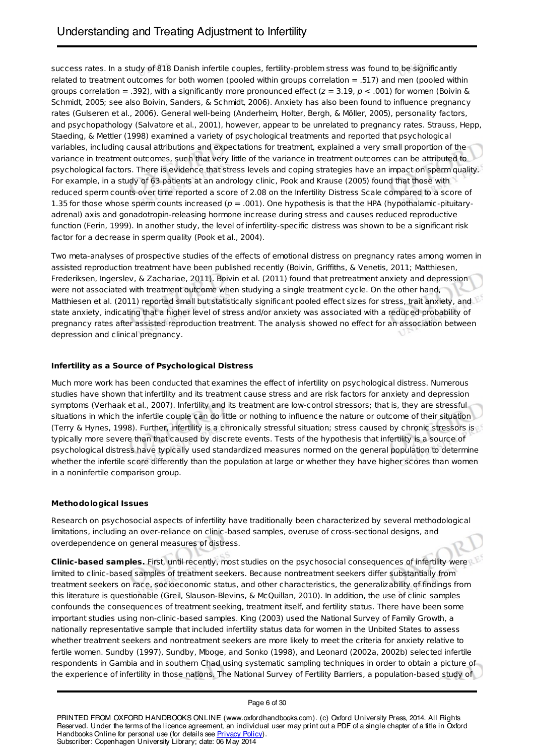success rates. In a study of 818 Danish infertile couples, fertility-problem stress was found to be significantly related to treatment outcomes for both women (pooled within groups correlation = .517) and men (pooled within groups correlation = .392), with a significantly more pronounced effect ($z = 3.19$, $p < .001$) for women (Boivin & Schmidt, 2005; see also Boivin, Sanders, & Schmidt, 2006). Anxiety has also been found to influence pregnancy rates (Gulseren et al., 2006). General well-being (Anderheim, Holter, Bergh, & Möller, 2005), personality factors, and psychopathology (Salvatore et al., 2001), however, appear to be unrelated to pregnancy rates. Strauss, Hepp, Staeding, & Mettler (1998) examined a variety of psychological treatments and reported that psychological variables, including causal attributions and expectations for treatment, explained a very small proportion of the variance in treatment outcomes, such that very little of the variance in treatment outcomes can be attributed to psychological factors. There is evidence that stress levels and coping strategies have an impact on sperm quality. For example, in a study of 63 patients at an andrology clinic, Pook and Krause (2005) found that those with reduced sperm counts over time reported a score of 2.08 on the Infertility Distress Scale compared to a score of 1.35 for those whose sperm counts increased ($p = .001$). One hypothesis is that the HPA (hypothalamic-pituitary-adrenal) axis and gonadotropin-releasing hormone increase during stress and causes reduced reproductive function (Ferin, 1999). In another study, the level of infertility-specific distress was shown to be a significant risk factor for a decrease in sperm quality (Pook et al., 2004).

Two meta-analyses of prospective studies of the effects of emotional distress on pregnancy rates among women in assisted reproduction treatment have been published recently (Boivin, Griffiths, & Venetis, 2011; Matthiesen, Frederiksen, Ingerslev, & Zachariae, 2011). Boivin et al. (2011) found that pretreatment anxiety and depression were not associated with treatment outcome when studying a single treatment cycle. On the other hand, Matthiesen et al. (2011) reported small but statistically significant pooled effect sizes for stress, trait anxiety, and state anxiety, indicating that a higher level of stress and/or anxiety was associated with a reduced probability of pregnancy rates after assisted reproduction treatment. The analysis showed no effect for an association between depression and clinical pregnancy.

### Infertility as a Source of Psychological Distress

Much more work has been conducted that examines the effect of infertility on psychological distress. Numerous studies have shown that infertility and its treatment cause stress and are risk factors for anxiety and depression symptoms (Verhaak et al., 2007). Infertility and its treatment are low-control stressors; that is, they are stressful situations in which the infertile couple can do little or nothing to influence the nature or outcome of their situation (Terry & Hynes, 1998). Further, infertility is a chronically stressful situation; stress caused by chronic stressors is typically more severe than that caused by discrete events. Tests of the hypothesis that infertility is a source of psychological distress have typically used standardized measures normed on the general population to determine whether the infertile score differently than the population at large or whether they have higher scores than women in a noninfertile comparison group.

### Methodological Issues

Research on psychosocial aspects of infertility have traditionally been characterized by several methodological limitations, including an over-reliance on clinic-based samples, overuse of cross-sectional designs, and overdependence on general measures of distress.

**Clinic-based samples.** First, until recently, most studies on the psychosocial consequences of infertility were limited to clinic-based samples of treatment seekers. Because nontreatment seekers differ substantially from treatment seekers on race, socioeconomic status, and other characteristics, the generalizability of findings from this literature is questionable (Greil, Slauson-Blevins, & McQuillan, 2010). In addition, the use of clinic samples confounds the consequences of treatment seeking, treatment itself, and fertility status. There have been some important studies using non-clinic-based samples. King (2003) used the National Survey of Family Growth, a nationally representative sample that included infertility status data for women in the Unbited States to assess whether treatment seekers and nontreatment seekers are more likely to meet the criteria for anxiety relative to fertile women. Sundby (1997), Sundby, Mboge, and Sonko (1998), and Leonard (2002a, 2002b) selected infertile respondents in Gambia and in southern Chad using systematic sampling techniques in order to obtain a picture of the experience of infertility in those nations. The National Survey of Fertility Barriers, a population-based study of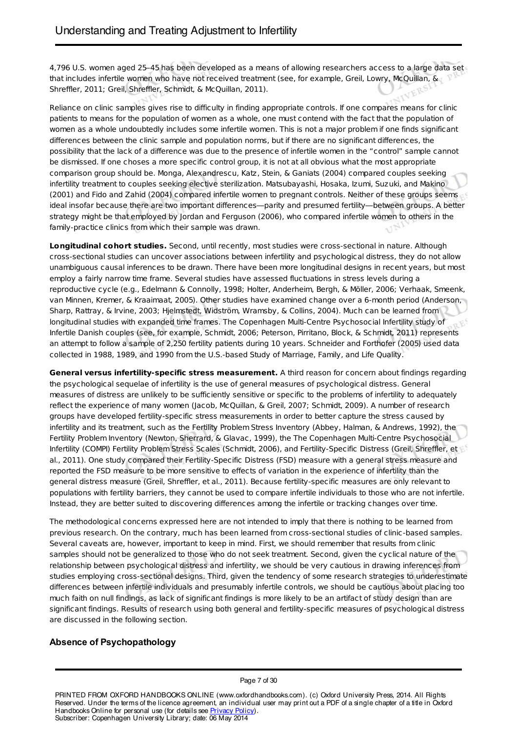4,796 U.S. women aged 25–45 has been developed as a means of allowing researchers access to a large data set that includes infertile women who have not received treatment (see, for example, Greil, Lowry, McQuillan, & Shreffler, 2011; Greil, Shreffler, Schmidt, & McQuillan, 2011).

Reliance on clinic samples gives rise to difficulty in finding appropriate controls. If one compares means for clinic patients to means for the population of women as a whole, one must contend with the fact that the population of women as a whole undoubtedly includes some infertile women. This is not a major problem if one finds significant differences between the clinic sample and population norms, but if there are no significant differences, the possibility that the lack of a difference was due to the presence of infertile women in the "control" sample cannot be dismissed. If one choses a more specific control group, it is not at all obvious what the most appropriate comparison group should be. Monga, Alexandrescu, Katz, Stein, & Ganiats (2004) compared couples seeking infertility treatment to couples seeking elective sterilization. Matsubayashi, Hosaka, Izumi, Suzuki, and Makino (2001) and Fido and Zahid (2004) compared infertile women to pregnant controls. Neither of these groups seems ideal insofar because there are two important differences—parity and presumed fertility—between groups. A better strategy might be that employed by Jordan and Ferguson (2006), who compared infertile women to others in the family-practice clinics from which their sample was drawn.

**Longitudinal cohort studies.** Second, until recently, most studies were cross-sectional in nature. Although cross-sectional studies can uncover associations between infertility and psychological distress, they do not allow unambiguous causal inferences to be drawn. There have been more longitudinal designs in recent years, but most employ a fairly narrow time frame. Several studies have assessed fluctuations in stress levels during a reproductive cycle (e.g., Edelmann & Connolly, 1998; Holter, Anderheim, Bergh, & Möller, 2006; Verhaak, Smeenk, van Minnen, Kremer, & Kraaimaat, 2005). Other studies have examined change over a 6-month period (Anderson, Sharp, Rattray, & Irvine, 2003; Hjelmstedt, Widström, Wramsby, & Collins, 2004). Much can be learned from longitudinal studies with expanded time frames. The Copenhagen Multi-Centre Psychosocial Infertility study of Infertile Danish couples (see, for example, Schmidt, 2006; Peterson, Pirritano, Block, & Schmidt, 2011) represents an attempt to follow a sample of 2,250 fertility patients during 10 years. Schneider and Forthofer (2005) used data collected in 1988, 1989, and 1990 from the U.S.-based Study of Marriage, Family, and Life Quality.

**General versus infertility-specific stress measurement.** A third reason for concern about findings regarding the psychological sequelae of infertility is the use of general measures of psychological distress. General measures of distress are unlikely to be sufficiently sensitive or specific to the problems of infertility to adequately reflect the experience of many women (Jacob, McQuillan, & Greil, 2007; Schmidt, 2009). A number of research groups have developed fertility-specific stress measurements in order to better capture the stress caused by infertility and its treatment, such as the Fertility Problem Stress Inventory (Abbey, Halman, & Andrews, 1992), the Fertility Problem Inventory (Newton, Sherrard, & Glavac, 1999), the The Copenhagen Multi-Centre Psychosocial Infertility (COMPI) Fertility Problem Stress Scales (Schmidt, 2006), and Fertility-Specific Distress (Greil, Shreffler, et al., 2011). One study compared their Fertility-Specific Distress (FSD) measure with a general stress measure and reported the FSD measure to be more sensitive to effects of variation in the experience of infertility than the general distress measure (Greil, Shreffler, et al., 2011). Because fertility-specific measures are only relevant to populations with fertility barriers, they cannot be used to compare infertile individuals to those who are not infertile. Instead, they are better suited to discovering differences among the infertile or tracking changes over time.

The methodological concerns expressed here are not intended to imply that there is nothing to be learned from previous research. On the contrary, much has been learned from cross-sectional studies of clinic-based samples. Several caveats are, however, important to keep in mind. First, we should remember that results from clinic samples should not be generalized to those who do not seek treatment. Second, given the cyclical nature of the relationship between psychological distress and infertility, we should be very cautious in drawing inferences from studies employing cross-sectional designs. Third, given the tendency of some research strategies to underestimate differences between infertile individuals and presumably infertile controls, we should be cautious about placing too much faith on null findings, as lack of significant findings is more likely to be an artifact of study design than are significant findings. Results of research using both general and fertility-specific measures of psychological distress are discussed in the following section.

## Absence of Psychopathology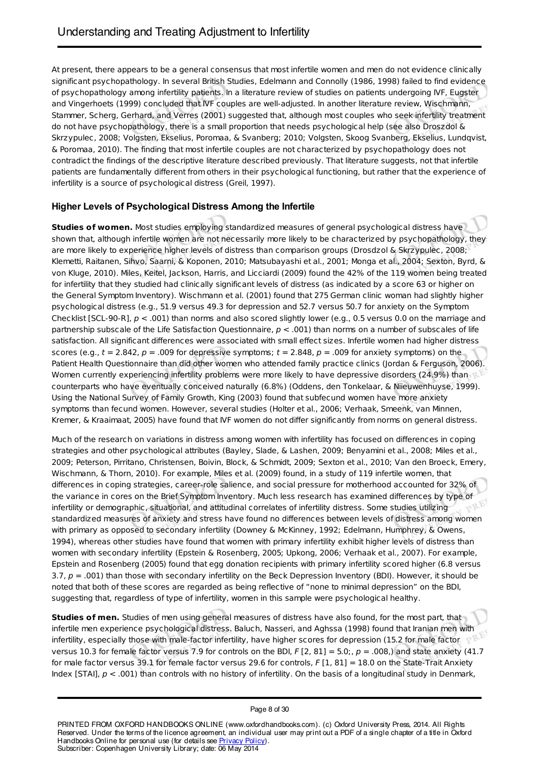At present, there appears to be a general consensus that most infertile women and men do not evidence clinically significant psychopathology. In several British Studies, Edelmann and Connolly (1986, 1998) failed to find evidence of psychopathology among infertility patients. In a literature review of studies on patients undergoing IVF, Eugster and Vingerhoets (1999) concluded that IVF couples are well-adjusted. In another literature review, Wischmann, Stammer, Scherg, Gerhard, and Verres (2001) suggested that, although most couples who seek infertility treatment do not have psychopathology, there is a small proportion that needs psychological help (see also Droszdol & Skrzypulec, 2008; Volgsten, Ekselius, Poromaa, & Svanberg; 2010; Volgsten, Skoog Svanberg, Ekselius, Lundqvist, & Poromaa, 2010). The finding that most infertile couples are not characterized by psychopathology does not contradict the findings of the descriptive literature described previously. That literature suggests, not that infertile patients are fundamentally different from others in their psychological functioning, but rather that the experience of infertility is a source of psychological distress (Greil, 1997).

### Higher Levels of Psychological Distress Among the Infertile

**Studies of women.** Most studies employing standardized measures of general psychological distress have shown that, although infertile women are not necessarily more likely to be characterized by psychopathology, they are more likely to experience higher levels of distress than comparison groups (Drosdzol & Skrzypulec, 2008; Klemetti, Raitanen, Sihvo, Saarni, & Koponen, 2010; Matsubayashi et al., 2001; Monga et al., 2004; Sexton, Byrd, & von Kluge, 2010). Miles, Keitel, Jackson, Harris, and Licciardi (2009) found the 42% of the 119 women being treated for infertility that they studied had clinically significant levels of distress (as indicated by a score 63 or higher on the General Symptom Inventory). Wischmann et al. (2001) found that 275 German clinic woman had slightly higher psychological distress (e.g., 51.9 versus 49.3 for depression and 52.7 versus 50.7 for anxiety on the Symptom Checklist [SCL-90-R], $p < .001$) than norms and also scored slightly lower (e.g., 0.5 versus 0.0 on the marriage and partnership subscale of the Life Satisfaction Questionnaire, $p < .001$) than norms on a number of subscales of life satisfaction. All significant differences were associated with small effect sizes. Infertile women had higher distress scores (e.g., $t = 2.842$, $p = .009$ for depressive symptoms; $t = 2.848$, $p = .009$ for anxiety symptoms) on the Patient Health Questionnaire than did other women who attended family practice clinics (Jordan & Ferguson, 2006). Women currently experiencing infertility problems were more likely to have depressive disorders (24.9%) than counterparts who have eventually conceived naturally (6.8%) (Oddens, den Tonkelaar, & Niieuwenhuyse, 1999). Using the National Survey of Family Growth, King (2003) found that subfecund women have more anxiety symptoms than fecund women. However, several studies (Holter et al., 2006; Verhaak, Smeenk, van Minnen, Kremer, & Kraaimaat, 2005) have found that IVF women do not differ significantly from norms on general distress.

Much of the research on variations in distress among women with infertility has focused on differences in coping strategies and other psychological attributes (Bayley, Slade, & Lashen, 2009; Benyamini et al., 2008; Miles et al., 2009; Peterson, Pirritano, Christensen, Boivin, Block, & Schmidt, 2009; Sexton et al., 2010; Van den Broeck, Emery, Wischmann, & Thorn, 2010). For example, Miles et al. (2009) found, in a study of 119 infertile women, that differences in coping strategies, career-role salience, and social pressure for motherhood accounted for 32% of the variance in cores on the Brief Symptom Inventory. Much less research has examined differences by type of infertility or demographic, situational, and attitudinal correlates of infertility distress. Some studies utilizing standardized measures of anxiety and stress have found no differences between levels of distress among women with primary as opposed to secondary infertility (Downey & McKinney, 1992; Edelmann, Humphrey, & Owens, 1994), whereas other studies have found that women with primary infertility exhibit higher levels of distress than women with secondary infertility (Epstein & Rosenberg, 2005; Upkong, 2006; Verhaak et al., 2007). For example, Epstein and Rosenberg (2005) found that egg donation recipients with primary infertility scored higher (6.8 versus 3.7, $p = .001$) than those with secondary infertility on the Beck Depression Inventory (BDI). However, it should be noted that both of these scores are regarded as being reflective of "none to minimal depression" on the BDI, suggesting that, regardless of type of infertility, women in this sample were psychological healthy.

**Studies of men.** Studies of men using general measures of distress have also found, for the most part, that infertile men experience psychological distress. Baluch, Nasseri, and Aghssa (1998) found that Iranian men with infertility, especially those with male-factor infertility, have higher scores for depression (15.2 for male factor versus 10.3 for female factor versus 7.9 for controls on the BDI, $F\,[2, 81] = 5.0$;, $p = .008$,) and state anxiety (41.7 for male factor versus 39.1 for female factor versus 29.6 for controls, $F\,[1, 81] = 18.0$ on the State-Trait Anxiety Index [STAI], $p < .001$) than controls with no history of infertility. On the basis of a longitudinal study in Denmark,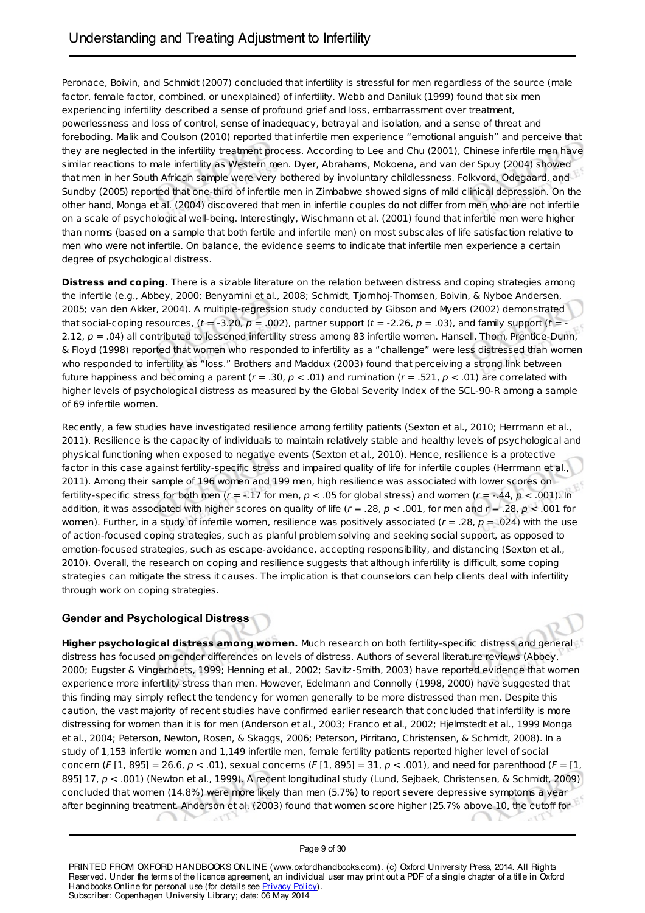Peronace, Boivin, and Schmidt (2007) concluded that infertility is stressful for men regardless of the source (male factor, female factor, combined, or unexplained) of infertility. Webb and Daniluk (1999) found that six men experiencing infertility described a sense of profound grief and loss, embarrassment over treatment, powerlessness and loss of control, sense of inadequacy, betrayal and isolation, and a sense of threat and foreboding. Malik and Coulson (2010) reported that infertile men experience "emotional anguish" and perceive that they are neglected in the infertility treatment process. According to Lee and Chu (2001), Chinese infertile men have similar reactions to male infertility as Western men. Dyer, Abrahams, Mokoena, and van der Spuy (2004) showed that men in her South African sample were very bothered by involuntary childlessness. Folkvord, Odegaard, and Sundby (2005) reported that one-third of infertile men in Zimbabwe showed signs of mild clinical depression. On the other hand, Monga et al. (2004) discovered that men in infertile couples do not differ from men who are not infertile on a scale of psychological well-being. Interestingly, Wischmann et al. (2001) found that infertile men were higher than norms (based on a sample that both fertile and infertile men) on most subscales of life satisfaction relative to men who were not infertile. On balance, the evidence seems to indicate that infertile men experience a certain degree of psychological distress.

**Distress and coping.** There is a sizable literature on the relation between distress and coping strategies among the infertile (e.g., Abbey, 2000; Benyamini et al., 2008; Schmidt, Tjornhoj-Thomsen, Boivin, & Nyboe Andersen, 2005; van den Akker, 2004). A multiple-regression study conducted by Gibson and Myers (2002) demonstrated that social-coping resources, ($t$ = -3.20, $p$ = .002), partner support ($t$ = -2.26, $p$ = .03), and family support ($t$ = -2.12, $p$ = .04) all contributed to lessened infertility stress among 83 infertile women. Hansell, Thom, Prentice-Dunn, & Floyd (1998) reported that women who responded to infertility as a "challenge" were less distressed than women who responded to infertility as "loss." Brothers and Maddux (2003) found that perceiving a strong link between future happiness and becoming a parent ($r$ = .30, $p$ < .01) and rumination ($r$ = .521, $p$ < .01) are correlated with higher levels of psychological distress as measured by the Global Severity Index of the SCL-90-R among a sample of 69 infertile women.

Recently, a few studies have investigated resilience among fertility patients (Sexton et al., 2010; Herrmann et al., 2011). Resilience is the capacity of individuals to maintain relatively stable and healthy levels of psychological and physical functioning when exposed to negative events (Sexton et al., 2010). Hence, resilience is a protective factor in this case against fertility-specific stress and impaired quality of life for infertile couples (Herrmann et al., 2011). Among their sample of 196 women and 199 men, high resilience was associated with lower scores on fertility-specific stress for both men ($r$ = -.17 for men, $p$ < .05 for global stress) and women ($r$ = -.44, $p$ < .001). In addition, it was associated with higher scores on quality of life ($r$ = .28, $p$ < .001, for men and $r$ = .28, $p$ < .001 for women). Further, in a study of infertile women, resilience was positively associated ($r$ = .28, $p$ = .024) with the use of action-focused coping strategies, such as planful problem solving and seeking social support, as opposed to emotion-focused strategies, such as escape-avoidance, accepting responsibility, and distancing (Sexton et al., 2010). Overall, the research on coping and resilience suggests that although infertility is difficult, some coping strategies can mitigate the stress it causes. The implication is that counselors can help clients deal with infertility through work on coping strategies.

### Gender and Psychological Distress

**Higher psychological distress among women.** Much research on both fertility-specific distress and general distress has focused on gender differences on levels of distress. Authors of several literature reviews (Abbey, 2000; Eugster & Vingerhoets, 1999; Henning et al., 2002; Savitz-Smith, 2003) have reported evidence that women experience more infertility stress than men. However, Edelmann and Connolly (1998, 2000) have suggested that this finding may simply reflect the tendency for women generally to be more distressed than men. Despite this caution, the vast majority of recent studies have confirmed earlier research that concluded that infertility is more distressing for women than it is for men (Anderson et al., 2003; Franco et al., 2002; Hjelmstedt et al., 1999 Monga et al., 2004; Peterson, Newton, Rosen, & Skaggs, 2006; Peterson, Pirritano, Christensen, & Schmidt, 2008). In a study of 1,153 infertile women and 1,149 infertile men, female fertility patients reported higher level of social concern ($F$ [1, 895] = 26.6, $p$ < .01), sexual concerns ($F$ [1, 895] = 31, $p$ < .001), and need for parenthood ($F$ = [1, 895] 17, $p$ < .001) (Newton et al., 1999). A recent longitudinal study (Lund, Sejbaek, Christensen, & Schmidt, 2009) concluded that women (14.8%) were more likely than men (5.7%) to report severe depressive symptoms a year after beginning treatment. Anderson et al. (2003) found that women score higher (25.7% above 10, the cutoff for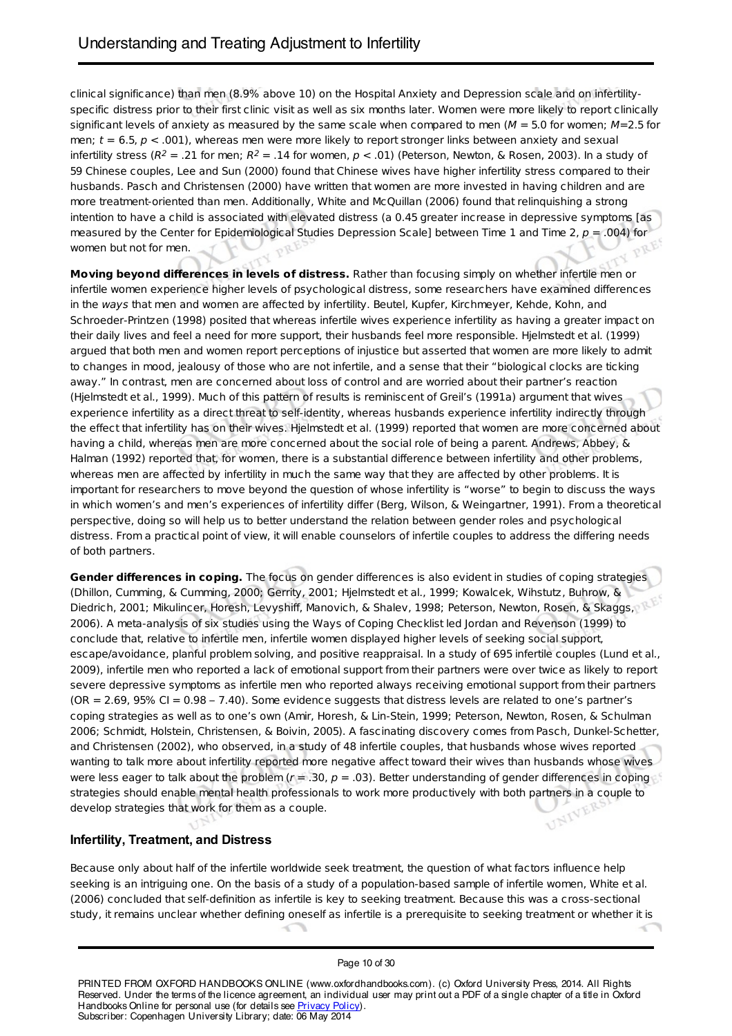clinical significance) than men (8.9% above 10) on the Hospital Anxiety and Depression scale and on infertility-specific distress prior to their first clinic visit as well as six months later. Women were more likely to report clinically significant levels of anxiety as measured by the same scale when compared to men ($M$ = 5.0 for women; $M$=2.5 for men; $t$ = 6.5, $p$ < .001), whereas men were more likely to report stronger links between anxiety and sexual infertility stress ($R^2$ = .21 for men; $R^2$ = .14 for women, $p$ < .01) (Peterson, Newton, & Rosen, 2003). In a study of 59 Chinese couples, Lee and Sun (2000) found that Chinese wives have higher infertility stress compared to their husbands. Pasch and Christensen (2000) have written that women are more invested in having children and are more treatment-oriented than men. Additionally, White and McQuillan (2006) found that relinquishing a strong intention to have a child is associated with elevated distress (a 0.45 greater increase in depressive symptoms [as measured by the Center for Epidemiological Studies Depression Scale] between Time 1 and Time 2, $p$ = .004) for women but not for men.

**Moving beyond differences in levels of distress.** Rather than focusing simply on whether infertile men or infertile women experience higher levels of psychological distress, some researchers have examined differences in the *ways* that men and women are affected by infertility. Beutel, Kupfer, Kirchmeyer, Kehde, Kohn, and Schroeder-Printzen (1998) posited that whereas infertile wives experience infertility as having a greater impact on their daily lives and feel a need for more support, their husbands feel more responsible. Hjelmstedt et al. (1999) argued that both men and women report perceptions of injustice but asserted that women are more likely to admit to changes in mood, jealousy of those who are not infertile, and a sense that their "biological clocks are ticking away." In contrast, men are concerned about loss of control and are worried about their partner's reaction (Hjelmstedt et al., 1999). Much of this pattern of results is reminiscent of Greil's (1991a) argument that wives experience infertility as a direct threat to self-identity, whereas husbands experience infertility indirectly through the effect that infertility has on their wives. Hjelmstedt et al. (1999) reported that women are more concerned about having a child, whereas men are more concerned about the social role of being a parent. Andrews, Abbey, & Halman (1992) reported that, for women, there is a substantial difference between infertility and other problems, whereas men are affected by infertility in much the same way that they are affected by other problems. It is important for researchers to move beyond the question of whose infertility is "worse" to begin to discuss the ways in which women's and men's experiences of infertility differ (Berg, Wilson, & Weingartner, 1991). From a theoretical perspective, doing so will help us to better understand the relation between gender roles and psychological distress. From a practical point of view, it will enable counselors of infertile couples to address the differing needs of both partners.

**Gender differences in coping.** The focus on gender differences is also evident in studies of coping strategies (Dhillon, Cumming, & Cumming, 2000; Gerrity, 2001; Hjelmstedt et al., 1999; Kowalcek, Wihstutz, Buhrow, & Diedrich, 2001; Mikulincer, Horesh, Levyshiff, Manovich, & Shalev, 1998; Peterson, Newton, Rosen, & Skaggs, 2006). A meta-analysis of six studies using the Ways of Coping Checklist led Jordan and Revenson (1999) to conclude that, relative to infertile men, infertile women displayed higher levels of seeking social support, escape/avoidance, planful problem solving, and positive reappraisal. In a study of 695 infertile couples (Lund et al., 2009), infertile men who reported a lack of emotional support from their partners were over twice as likely to report severe depressive symptoms as infertile men who reported always receiving emotional support from their partners (OR = 2.69, 95% CI = 0.98 – 7.40). Some evidence suggests that distress levels are related to one's partner's coping strategies as well as to one's own (Amir, Horesh, & Lin-Stein, 1999; Peterson, Newton, Rosen, & Schulman 2006; Schmidt, Holstein, Christensen, & Boivin, 2005). A fascinating discovery comes from Pasch, Dunkel-Schetter, and Christensen (2002), who observed, in a study of 48 infertile couples, that husbands whose wives reported wanting to talk more about infertility reported more negative affect toward their wives than husbands whose wives were less eager to talk about the problem ($r$ = .30, $p$ = .03). Better understanding of gender differences in coping strategies should enable mental health professionals to work more productively with both partners in a couple to develop strategies that work for them as a couple.

## Infertility, Treatment, and Distress

Because only about half of the infertile worldwide seek treatment, the question of what factors influence help seeking is an intriguing one. On the basis of a study of a population-based sample of infertile women, White et al. (2006) concluded that self-definition as infertile is key to seeking treatment. Because this was a cross-sectional study, it remains unclear whether defining oneself as infertile is a prerequisite to seeking treatment or whether it is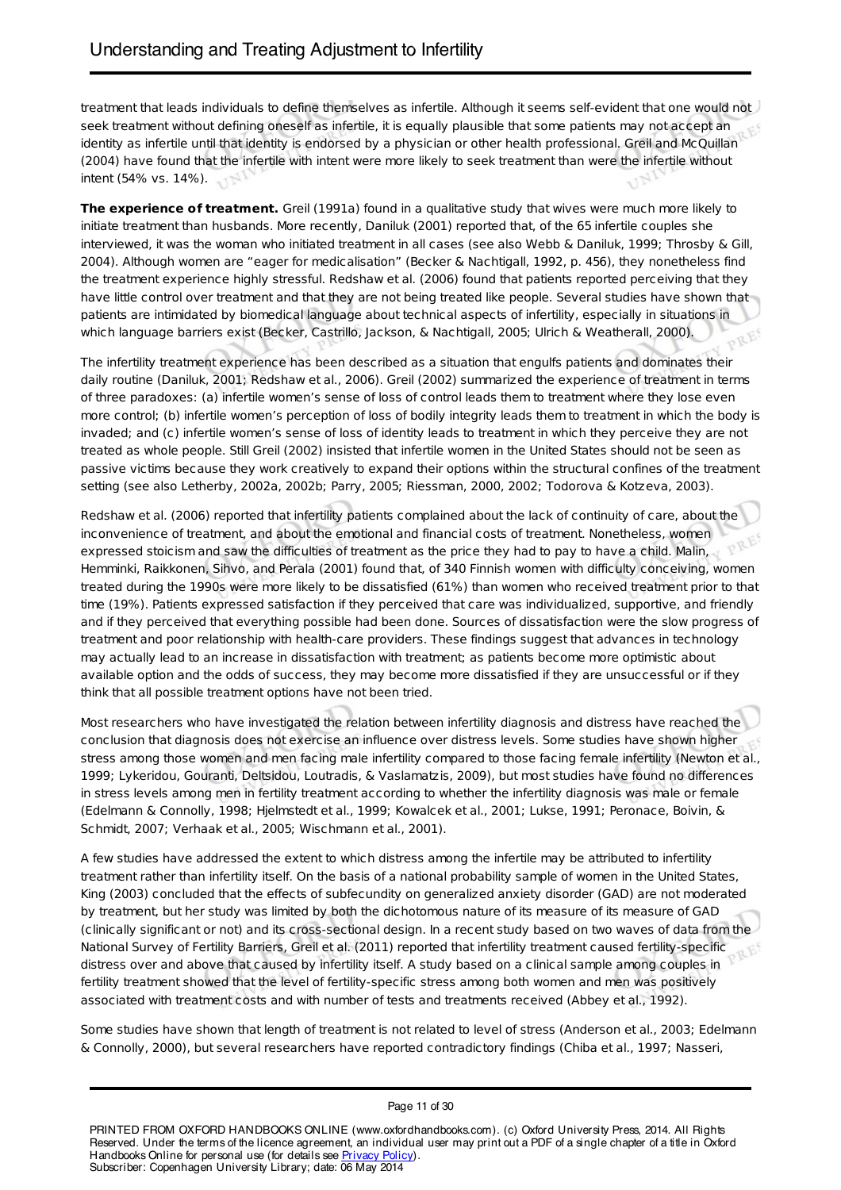treatment that leads individuals to define themselves as infertile. Although it seems self-evident that one would not seek treatment without defining oneself as infertile, it is equally plausible that some patients may not accept an identity as infertile until that identity is endorsed by a physician or other health professional. Greil and McQuillan (2004) have found that the infertile with intent were more likely to seek treatment than were the infertile without intent (54% vs. 14%).

**The experience of treatment.** Greil (1991a) found in a qualitative study that wives were much more likely to initiate treatment than husbands. More recently, Daniluk (2001) reported that, of the 65 infertile couples she interviewed, it was the woman who initiated treatment in all cases (see also Webb & Daniluk, 1999; Throsby & Gill, 2004). Although women are "eager for medicalisation" (Becker & Nachtigall, 1992, p. 456), they nonetheless find the treatment experience highly stressful. Redshaw et al. (2006) found that patients reported perceiving that they have little control over treatment and that they are not being treated like people. Several studies have shown that patients are intimidated by biomedical language about technical aspects of infertility, especially in situations in which language barriers exist (Becker, Castrillo, Jackson, & Nachtigall, 2005; Ulrich & Weatherall, 2000).

The infertility treatment experience has been described as a situation that engulfs patients and dominates their daily routine (Daniluk, 2001; Redshaw et al., 2006). Greil (2002) summarized the experience of treatment in terms of three paradoxes: (a) infertile women's sense of loss of control leads them to treatment where they lose even more control; (b) infertile women's perception of loss of bodily integrity leads them to treatment in which the body is invaded; and (c) infertile women's sense of loss of identity leads to treatment in which they perceive they are not treated as whole people. Still Greil (2002) insisted that infertile women in the United States should not be seen as passive victims because they work creatively to expand their options within the structural confines of the treatment setting (see also Letherby, 2002a, 2002b; Parry, 2005; Riessman, 2000, 2002; Todorova & Kotzeva, 2003).

Redshaw et al. (2006) reported that infertility patients complained about the lack of continuity of care, about the inconvenience of treatment, and about the emotional and financial costs of treatment. Nonetheless, women expressed stoicism and saw the difficulties of treatment as the price they had to pay to have a child. Malin, Hemminki, Raikkonen, Sihvo, and Perala (2001) found that, of 340 Finnish women with difficulty conceiving, women treated during the 1990s were more likely to be dissatisfied (61%) than women who received treatment prior to that time (19%). Patients expressed satisfaction if they perceived that care was individualized, supportive, and friendly and if they perceived that everything possible had been done. Sources of dissatisfaction were the slow progress of treatment and poor relationship with health-care providers. These findings suggest that advances in technology may actually lead to an increase in dissatisfaction with treatment; as patients become more optimistic about available option and the odds of success, they may become more dissatisfied if they are unsuccessful or if they think that all possible treatment options have not been tried.

Most researchers who have investigated the relation between infertility diagnosis and distress have reached the conclusion that diagnosis does not exercise an influence over distress levels. Some studies have shown higher stress among those women and men facing male infertility compared to those facing female infertility (Newton et al., 1999; Lykeridou, Gouranti, Deltsidou, Loutradis, & Vaslamatzis, 2009), but most studies have found no differences in stress levels among men in fertility treatment according to whether the infertility diagnosis was male or female (Edelmann & Connolly, 1998; Hjelmstedt et al., 1999; Kowalcek et al., 2001; Lukse, 1991; Peronace, Boivin, & Schmidt, 2007; Verhaak et al., 2005; Wischmann et al., 2001).

A few studies have addressed the extent to which distress among the infertile may be attributed to infertility treatment rather than infertility itself. On the basis of a national probability sample of women in the United States, King (2003) concluded that the effects of subfecundity on generalized anxiety disorder (GAD) are not moderated by treatment, but her study was limited by both the dichotomous nature of its measure of its measure of GAD (clinically significant or not) and its cross-sectional design. In a recent study based on two waves of data from the National Survey of Fertility Barriers, Greil et al. (2011) reported that infertility treatment caused fertility-specific distress over and above that caused by infertility itself. A study based on a clinical sample among couples in fertility treatment showed that the level of fertility-specific stress among both women and men was positively associated with treatment costs and with number of tests and treatments received (Abbey et al., 1992).

Some studies have shown that length of treatment is not related to level of stress (Anderson et al., 2003; Edelmann & Connolly, 2000), but several researchers have reported contradictory findings (Chiba et al., 1997; Nasseri,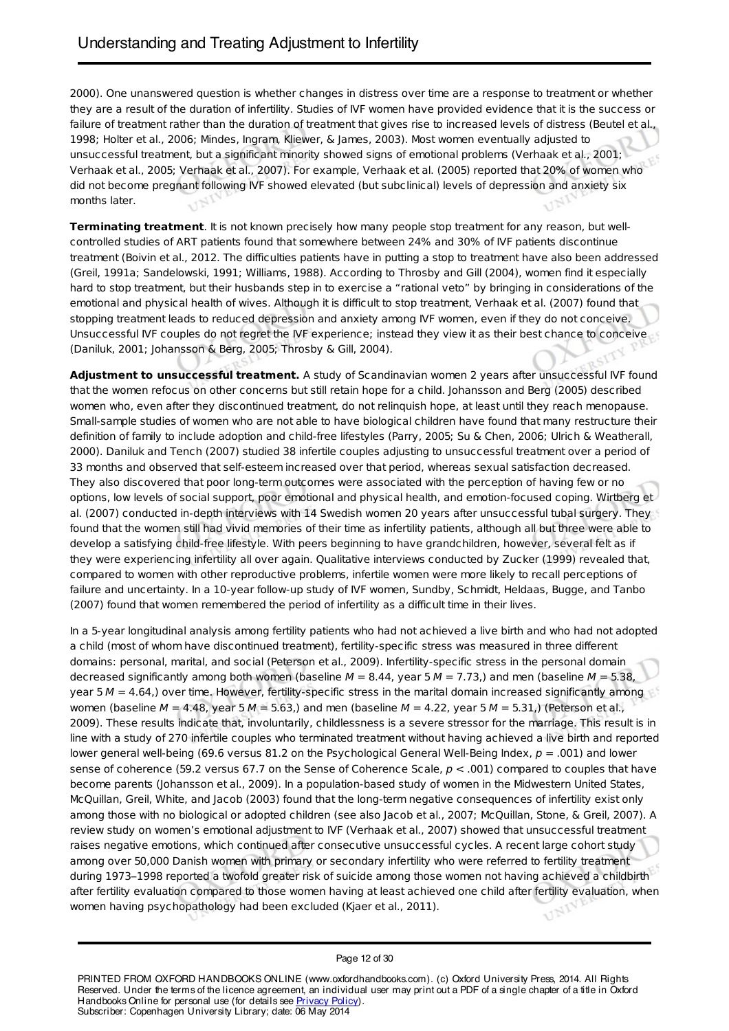2000). One unanswered question is whether changes in distress over time are a response to treatment or whether they are a result of the duration of infertility. Studies of IVF women have provided evidence that it is the success or failure of treatment rather than the duration of treatment that gives rise to increased levels of distress (Beutel et al., 1998; Holter et al., 2006; Mindes, Ingram, Kliewer, & James, 2003). Most women eventually adjusted to unsuccessful treatment, but a significant minority showed signs of emotional problems (Verhaak et al., 2001; Verhaak et al., 2005; Verhaak et al., 2007). For example, Verhaak et al. (2005) reported that 20% of women who did not become pregnant following IVF showed elevated (but subclinical) levels of depression and anxiety six months later.

**Terminating treatment**. It is not known precisely how many people stop treatment for any reason, but well-controlled studies of ART patients found that somewhere between 24% and 30% of IVF patients discontinue treatment (Boivin et al., 2012. The difficulties patients have in putting a stop to treatment have also been addressed (Greil, 1991a; Sandelowski, 1991; Williams, 1988). According to Throsby and Gill (2004), women find it especially hard to stop treatment, but their husbands step in to exercise a "rational veto" by bringing in considerations of the emotional and physical health of wives. Although it is difficult to stop treatment, Verhaak et al. (2007) found that stopping treatment leads to reduced depression and anxiety among IVF women, even if they do not conceive. Unsuccessful IVF couples do not regret the IVF experience; instead they view it as their best chance to conceive (Daniluk, 2001; Johansson & Berg, 2005; Throsby & Gill, 2004).

**Adjustment to unsuccessful treatment.** A study of Scandinavian women 2 years after unsuccessful IVF found that the women refocus on other concerns but still retain hope for a child. Johansson and Berg (2005) described women who, even after they discontinued treatment, do not relinquish hope, at least until they reach menopause. Small-sample studies of women who are not able to have biological children have found that many restructure their definition of family to include adoption and child-free lifestyles (Parry, 2005; Su & Chen, 2006; Ulrich & Weatherall, 2000). Daniluk and Tench (2007) studied 38 infertile couples adjusting to unsuccessful treatment over a period of 33 months and observed that self-esteem increased over that period, whereas sexual satisfaction decreased. They also discovered that poor long-term outcomes were associated with the perception of having few or no options, low levels of social support, poor emotional and physical health, and emotion-focused coping. Wirtberg et al. (2007) conducted in-depth interviews with 14 Swedish women 20 years after unsuccessful tubal surgery. They found that the women still had vivid memories of their time as infertility patients, although all but three were able to develop a satisfying child-free lifestyle. With peers beginning to have grandchildren, however, several felt as if they were experiencing infertility all over again. Qualitative interviews conducted by Zucker (1999) revealed that, compared to women with other reproductive problems, infertile women were more likely to recall perceptions of failure and uncertainty. In a 10-year follow-up study of IVF women, Sundby, Schmidt, Heldaas, Bugge, and Tanbo (2007) found that women remembered the period of infertility as a difficult time in their lives.

In a 5-year longitudinal analysis among fertility patients who had not achieved a live birth and who had not adopted a child (most of whom have discontinued treatment), fertility-specific stress was measured in three different domains: personal, marital, and social (Peterson et al., 2009). Infertility-specific stress in the personal domain decreased significantly among both women (baseline $M = 8.44$, year 5 $M = 7.73$,) and men (baseline $M = 5.38$, year 5 $M = 4.64$,) over time. However, fertility-specific stress in the marital domain increased significantly among women (baseline $M = 4.48$, year 5 $M = 5.63$,) and men (baseline $M = 4.22$, year 5 $M = 5.31$,) (Peterson et al., 2009). These results indicate that, involuntarily, childlessness is a severe stressor for the marriage. This result is in line with a study of 270 infertile couples who terminated treatment without having achieved a live birth and reported lower general well-being (69.6 versus 81.2 on the Psychological General Well-Being Index, $p = .001$) and lower sense of coherence (59.2 versus 67.7 on the Sense of Coherence Scale, $p < .001$) compared to couples that have become parents (Johansson et al., 2009). In a population-based study of women in the Midwestern United States, McQuillan, Greil, White, and Jacob (2003) found that the long-term negative consequences of infertility exist only among those with no biological or adopted children (see also Jacob et al., 2007; McQuillan, Stone, & Greil, 2007). A review study on women's emotional adjustment to IVF (Verhaak et al., 2007) showed that unsuccessful treatment raises negative emotions, which continued after consecutive unsuccessful cycles. A recent large cohort study among over 50,000 Danish women with primary or secondary infertility who were referred to fertility treatment during 1973–1998 reported a twofold greater risk of suicide among those women not having achieved a childbirth after fertility evaluation compared to those women having at least achieved one child after fertility evaluation, when women having psychopathology had been excluded (Kjaer et al., 2011).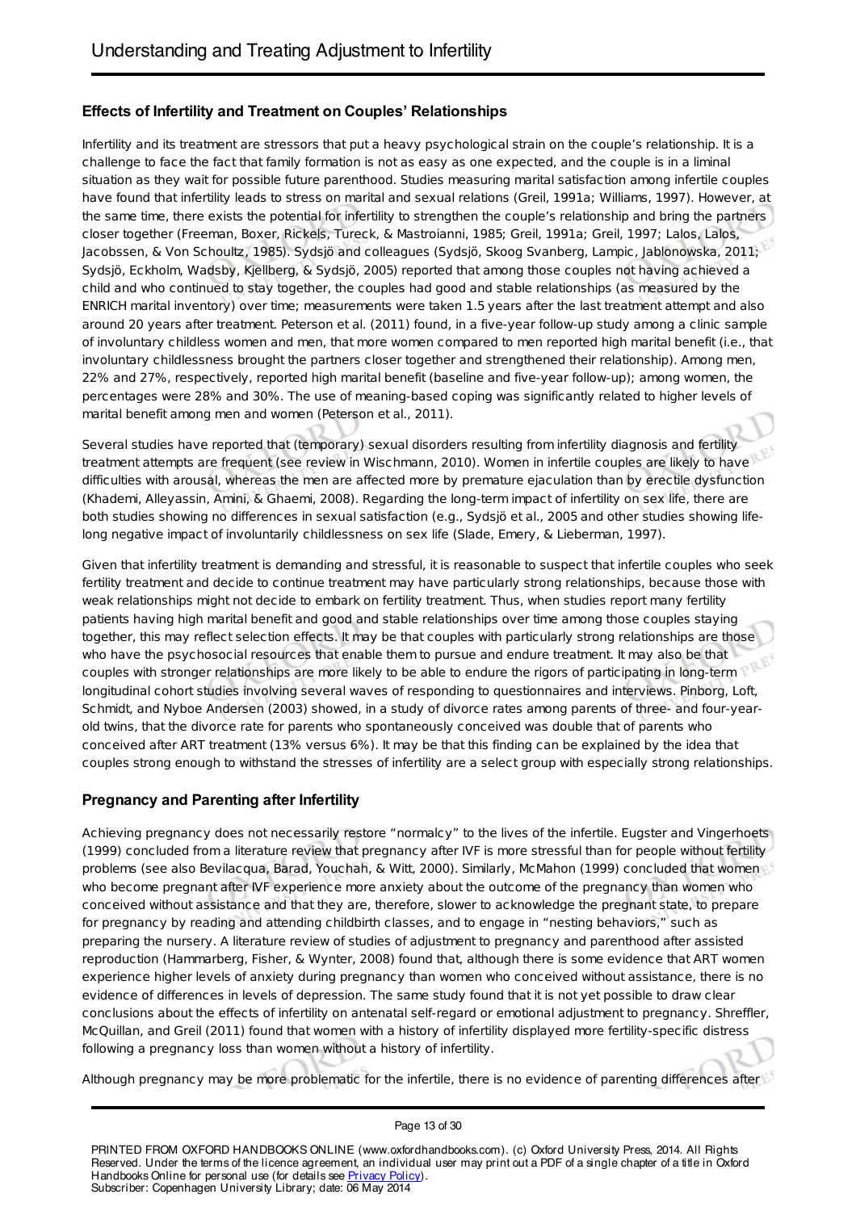## Effects of Infertility and Treatment on Couples' Relationships

Infertility and its treatment are stressors that put a heavy psychological strain on the couple's relationship. It is a challenge to face the fact that family formation is not as easy as one expected, and the couple is in a liminal situation as they wait for possible future parenthood. Studies measuring marital satisfaction among infertile couples have found that infertility leads to stress on marital and sexual relations (Greil, 1991a; Williams, 1997). However, at the same time, there exists the potential for infertility to strengthen the couple's relationship and bring the partners closer together (Freeman, Boxer, Rickels, Tureck, & Mastroianni, 1985; Greil, 1991a; Greil, 1997; Lalos, Lalos, Jacobssen, & Von Schoultz, 1985). Sydsjö and colleagues (Sydsjö, Skoog Svanberg, Lampic, Jablonowska, 2011; Sydsjö, Eckholm, Wadsby, Kjellberg, & Sydsjö, 2005) reported that among those couples not having achieved a child and who continued to stay together, the couples had good and stable relationships (as measured by the ENRICH marital inventory) over time; measurements were taken 1.5 years after the last treatment attempt and also around 20 years after treatment. Peterson et al. (2011) found, in a five-year follow-up study among a clinic sample of involuntary childless women and men, that more women compared to men reported high marital benefit (i.e., that involuntary childlessness brought the partners closer together and strengthened their relationship). Among men, 22% and 27%, respectively, reported high marital benefit (baseline and five-year follow-up); among women, the percentages were 28% and 30%. The use of meaning-based coping was significantly related to higher levels of marital benefit among men and women (Peterson et al., 2011).

Several studies have reported that (temporary) sexual disorders resulting from infertility diagnosis and fertility treatment attempts are frequent (see review in Wischmann, 2010). Women in infertile couples are likely to have difficulties with arousal, whereas the men are affected more by premature ejaculation than by erectile dysfunction (Khademi, Alleyassin, Amini, & Ghaemi, 2008). Regarding the long-term impact of infertility on sex life, there are both studies showing no differences in sexual satisfaction (e.g., Sydsjö et al., 2005 and other studies showing life-long negative impact of involuntarily childlessness on sex life (Slade, Emery, & Lieberman, 1997).

Given that infertility treatment is demanding and stressful, it is reasonable to suspect that infertile couples who seek fertility treatment and decide to continue treatment may have particularly strong relationships, because those with weak relationships might not decide to embark on fertility treatment. Thus, when studies report many fertility patients having high marital benefit and good and stable relationships over time among those couples staying together, this may reflect selection effects. It may be that couples with particularly strong relationships are those who have the psychosocial resources that enable them to pursue and endure treatment. It may also be that couples with stronger relationships are more likely to be able to endure the rigors of participating in long-term longitudinal cohort studies involving several waves of responding to questionnaires and interviews. Pinborg, Loft, Schmidt, and Nyboe Andersen (2003) showed, in a study of divorce rates among parents of three- and four-year-old twins, that the divorce rate for parents who spontaneously conceived was double that of parents who conceived after ART treatment (13% versus 6%). It may be that this finding can be explained by the idea that couples strong enough to withstand the stresses of infertility are a select group with especially strong relationships.

## Pregnancy and Parenting after Infertility

Achieving pregnancy does not necessarily restore "normalcy" to the lives of the infertile. Eugster and Vingerhoets (1999) concluded from a literature review that pregnancy after IVF is more stressful than for people without fertility problems (see also Bevilacqua, Barad, Youchah, & Witt, 2000). Similarly, McMahon (1999) concluded that women who become pregnant after IVF experience more anxiety about the outcome of the pregnancy than women who conceived without assistance and that they are, therefore, slower to acknowledge the pregnant state, to prepare for pregnancy by reading and attending childbirth classes, and to engage in "nesting behaviors," such as preparing the nursery. A literature review of studies of adjustment to pregnancy and parenthood after assisted reproduction (Hammarberg, Fisher, & Wynter, 2008) found that, although there is some evidence that ART women experience higher levels of anxiety during pregnancy than women who conceived without assistance, there is no evidence of differences in levels of depression. The same study found that it is not yet possible to draw clear conclusions about the effects of infertility on antenatal self-regard or emotional adjustment to pregnancy. Shreffler, McQuillan, and Greil (2011) found that women with a history of infertility displayed more fertility-specific distress following a pregnancy loss than women without a history of infertility.

Although pregnancy may be more problematic for the infertile, there is no evidence of parenting differences after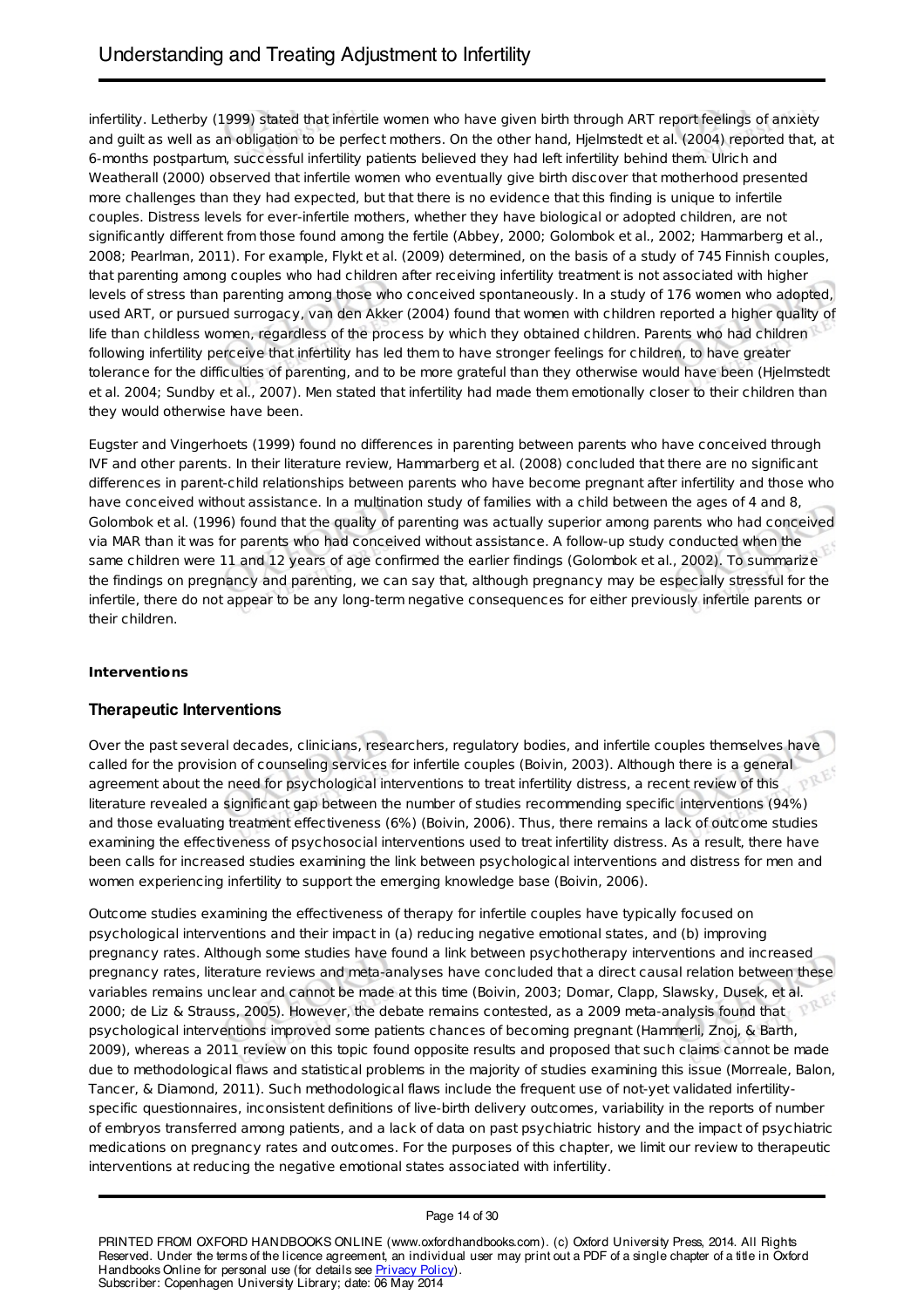infertility. Letherby (1999) stated that infertile women who have given birth through ART report feelings of anxiety and guilt as well as an obligation to be perfect mothers. On the other hand, Hjelmstedt et al. (2004) reported that, at 6-months postpartum, successful infertility patients believed they had left infertility behind them. Ulrich and Weatherall (2000) observed that infertile women who eventually give birth discover that motherhood presented more challenges than they had expected, but that there is no evidence that this finding is unique to infertile couples. Distress levels for ever-infertile mothers, whether they have biological or adopted children, are not significantly different from those found among the fertile (Abbey, 2000; Golombok et al., 2002; Hammarberg et al., 2008; Pearlman, 2011). For example, Flykt et al. (2009) determined, on the basis of a study of 745 Finnish couples, that parenting among couples who had children after receiving infertility treatment is not associated with higher levels of stress than parenting among those who conceived spontaneously. In a study of 176 women who adopted, used ART, or pursued surrogacy, van den Akker (2004) found that women with children reported a higher quality of life than childless women, regardless of the process by which they obtained children. Parents who had children following infertility perceive that infertility has led them to have stronger feelings for children, to have greater tolerance for the difficulties of parenting, and to be more grateful than they otherwise would have been (Hjelmstedt et al. 2004; Sundby et al., 2007). Men stated that infertility had made them emotionally closer to their children than they would otherwise have been.

Eugster and Vingerhoets (1999) found no differences in parenting between parents who have conceived through IVF and other parents. In their literature review, Hammarberg et al. (2008) concluded that there are no significant differences in parent-child relationships between parents who have become pregnant after infertility and those who have conceived without assistance. In a multination study of families with a child between the ages of 4 and 8, Golombok et al. (1996) found that the quality of parenting was actually superior among parents who had conceived via MAR than it was for parents who had conceived without assistance. A follow-up study conducted when the same children were 11 and 12 years of age confirmed the earlier findings (Golombok et al., 2002). To summarize the findings on pregnancy and parenting, we can say that, although pregnancy may be especially stressful for the infertile, there do not appear to be any long-term negative consequences for either previously infertile parents or their children.

## Interventions

### Therapeutic Interventions

Over the past several decades, clinicians, researchers, regulatory bodies, and infertile couples themselves have called for the provision of counseling services for infertile couples (Boivin, 2003). Although there is a general agreement about the need for psychological interventions to treat infertility distress, a recent review of this literature revealed a significant gap between the number of studies recommending specific interventions (94%) and those evaluating treatment effectiveness (6%) (Boivin, 2006). Thus, there remains a lack of outcome studies examining the effectiveness of psychosocial interventions used to treat infertility distress. As a result, there have been calls for increased studies examining the link between psychological interventions and distress for men and women experiencing infertility to support the emerging knowledge base (Boivin, 2006).

Outcome studies examining the effectiveness of therapy for infertile couples have typically focused on psychological interventions and their impact in (a) reducing negative emotional states, and (b) improving pregnancy rates. Although some studies have found a link between psychotherapy interventions and increased pregnancy rates, literature reviews and meta-analyses have concluded that a direct causal relation between these variables remains unclear and cannot be made at this time (Boivin, 2003; Domar, Clapp, Slawsky, Dusek, et al. 2000; de Liz & Strauss, 2005). However, the debate remains contested, as a 2009 meta-analysis found that psychological interventions improved some patients chances of becoming pregnant (Hammerli, Znoj, & Barth, 2009), whereas a 2011 review on this topic found opposite results and proposed that such claims cannot be made due to methodological flaws and statistical problems in the majority of studies examining this issue (Morreale, Balon, Tancer, & Diamond, 2011). Such methodological flaws include the frequent use of not-yet validated infertility-specific questionnaires, inconsistent definitions of live-birth delivery outcomes, variability in the reports of number of embryos transferred among patients, and a lack of data on past psychiatric history and the impact of psychiatric medications on pregnancy rates and outcomes. For the purposes of this chapter, we limit our review to therapeutic interventions at reducing the negative emotional states associated with infertility.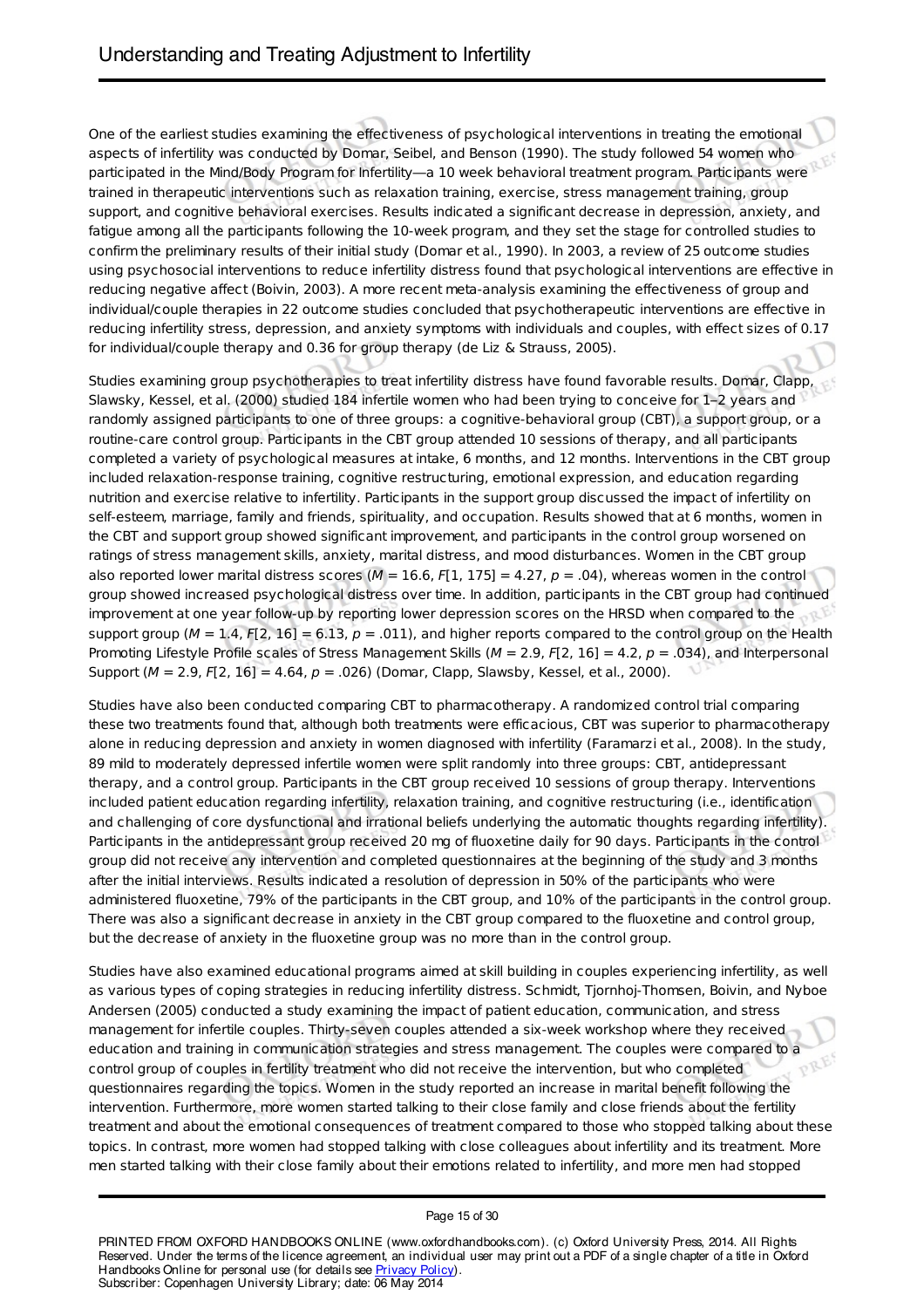One of the earliest studies examining the effectiveness of psychological interventions in treating the emotional aspects of infertility was conducted by Domar, Seibel, and Benson (1990). The study followed 54 women who participated in the Mind/Body Program for Infertility—a 10 week behavioral treatment program. Participants were trained in therapeutic interventions such as relaxation training, exercise, stress management training, group support, and cognitive behavioral exercises. Results indicated a significant decrease in depression, anxiety, and fatigue among all the participants following the 10-week program, and they set the stage for controlled studies to confirm the preliminary results of their initial study (Domar et al., 1990). In 2003, a review of 25 outcome studies using psychosocial interventions to reduce infertility distress found that psychological interventions are effective in reducing negative affect (Boivin, 2003). A more recent meta-analysis examining the effectiveness of group and individual/couple therapies in 22 outcome studies concluded that psychotherapeutic interventions are effective in reducing infertility stress, depression, and anxiety symptoms with individuals and couples, with effect sizes of 0.17 for individual/couple therapy and 0.36 for group therapy (de Liz & Strauss, 2005).

Studies examining group psychotherapies to treat infertility distress have found favorable results. Domar, Clapp, Slawsky, Kessel, et al. (2000) studied 184 infertile women who had been trying to conceive for 1–2 years and randomly assigned participants to one of three groups: a cognitive-behavioral group (CBT), a support group, or a routine-care control group. Participants in the CBT group attended 10 sessions of therapy, and all participants completed a variety of psychological measures at intake, 6 months, and 12 months. Interventions in the CBT group included relaxation-response training, cognitive restructuring, emotional expression, and education regarding nutrition and exercise relative to infertility. Participants in the support group discussed the impact of infertility on self-esteem, marriage, family and friends, spirituality, and occupation. Results showed that at 6 months, women in the CBT and support group showed significant improvement, and participants in the control group worsened on ratings of stress management skills, anxiety, marital distress, and mood disturbances. Women in the CBT group also reported lower marital distress scores ($M = 16.6$, $F[1, 175] = 4.27$, $p = .04$), whereas women in the control group showed increased psychological distress over time. In addition, participants in the CBT group had continued improvement at one year follow-up by reporting lower depression scores on the HRSD when compared to the support group ($M = 1.4$, $F[2, 16] = 6.13$, $p = .011$), and higher reports compared to the control group on the Health Promoting Lifestyle Profile scales of Stress Management Skills ($M = 2.9$, $F[2, 16] = 4.2$, $p = .034$), and Interpersonal Support ($M = 2.9$, $F[2, 16] = 4.64$, $p = .026$) (Domar, Clapp, Slawsby, Kessel, et al., 2000).

Studies have also been conducted comparing CBT to pharmacotherapy. A randomized control trial comparing these two treatments found that, although both treatments were efficacious, CBT was superior to pharmacotherapy alone in reducing depression and anxiety in women diagnosed with infertility (Faramarzi et al., 2008). In the study, 89 mild to moderately depressed infertile women were split randomly into three groups: CBT, antidepressant therapy, and a control group. Participants in the CBT group received 10 sessions of group therapy. Interventions included patient education regarding infertility, relaxation training, and cognitive restructuring (i.e., identification and challenging of core dysfunctional and irrational beliefs underlying the automatic thoughts regarding infertility). Participants in the antidepressant group received 20 mg of fluoxetine daily for 90 days. Participants in the control group did not receive any intervention and completed questionnaires at the beginning of the study and 3 months after the initial interviews. Results indicated a resolution of depression in 50% of the participants who were administered fluoxetine, 79% of the participants in the CBT group, and 10% of the participants in the control group. There was also a significant decrease in anxiety in the CBT group compared to the fluoxetine and control group, but the decrease of anxiety in the fluoxetine group was no more than in the control group.

Studies have also examined educational programs aimed at skill building in couples experiencing infertility, as well as various types of coping strategies in reducing infertility distress. Schmidt, Tjornhoj-Thomsen, Boivin, and Nyboe Andersen (2005) conducted a study examining the impact of patient education, communication, and stress management for infertile couples. Thirty-seven couples attended a six-week workshop where they received education and training in communication strategies and stress management. The couples were compared to a control group of couples in fertility treatment who did not receive the intervention, but who completed questionnaires regarding the topics. Women in the study reported an increase in marital benefit following the intervention. Furthermore, more women started talking to their close family and close friends about the fertility treatment and about the emotional consequences of treatment compared to those who stopped talking about these topics. In contrast, more women had stopped talking with close colleagues about infertility and its treatment. More men started talking with their close family about their emotions related to infertility, and more men had stopped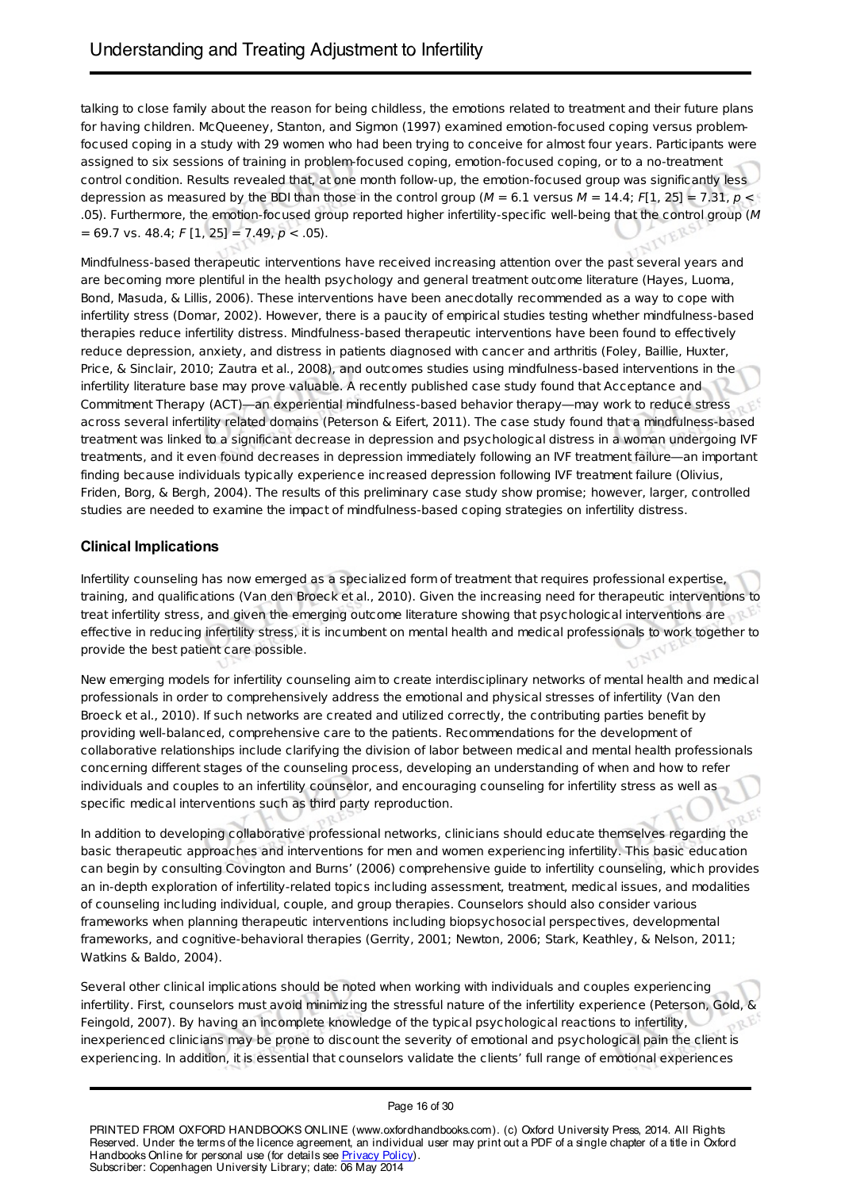talking to close family about the reason for being childless, the emotions related to treatment and their future plans for having children. McQueeney, Stanton, and Sigmon (1997) examined emotion-focused coping versus problem-focused coping in a study with 29 women who had been trying to conceive for almost four years. Participants were assigned to six sessions of training in problem-focused coping, emotion-focused coping, or to a no-treatment control condition. Results revealed that, at one month follow-up, the emotion-focused group was significantly less depression as measured by the BDI than those in the control group ($M = 6.1$ versus $M = 14.4$; $F[1, 25] = 7.31$, $p < .05$). Furthermore, the emotion-focused group reported higher infertility-specific well-being that the control group ($M = 69.7$ vs. $48.4$; $F[1, 25] = 7.49$, $p < .05$).

Mindfulness-based therapeutic interventions have received increasing attention over the past several years and are becoming more plentiful in the health psychology and general treatment outcome literature (Hayes, Luoma, Bond, Masuda, & Lillis, 2006). These interventions have been anecdotally recommended as a way to cope with infertility stress (Domar, 2002). However, there is a paucity of empirical studies testing whether mindfulness-based therapies reduce infertility distress. Mindfulness-based therapeutic interventions have been found to effectively reduce depression, anxiety, and distress in patients diagnosed with cancer and arthritis (Foley, Baillie, Huxter, Price, & Sinclair, 2010; Zautra et al., 2008), and outcomes studies using mindfulness-based interventions in the infertility literature base may prove valuable. A recently published case study found that Acceptance and Commitment Therapy (ACT)—an experiential mindfulness-based behavior therapy—may work to reduce stress across several infertility related domains (Peterson & Eifert, 2011). The case study found that a mindfulness-based treatment was linked to a significant decrease in depression and psychological distress in a woman undergoing IVF treatments, and it even found decreases in depression immediately following an IVF treatment failure—an important finding because individuals typically experience increased depression following IVF treatment failure (Olivius, Friden, Borg, & Bergh, 2004). The results of this preliminary case study show promise; however, larger, controlled studies are needed to examine the impact of mindfulness-based coping strategies on infertility distress.

## Clinical Implications

Infertility counseling has now emerged as a specialized form of treatment that requires professional expertise, training, and qualifications (Van den Broeck et al., 2010). Given the increasing need for therapeutic interventions to treat infertility stress, and given the emerging outcome literature showing that psychological interventions are effective in reducing infertility stress, it is incumbent on mental health and medical professionals to work together to provide the best patient care possible.

New emerging models for infertility counseling aim to create interdisciplinary networks of mental health and medical professionals in order to comprehensively address the emotional and physical stresses of infertility (Van den Broeck et al., 2010). If such networks are created and utilized correctly, the contributing parties benefit by providing well-balanced, comprehensive care to the patients. Recommendations for the development of collaborative relationships include clarifying the division of labor between medical and mental health professionals concerning different stages of the counseling process, developing an understanding of when and how to refer individuals and couples to an infertility counselor, and encouraging counseling for infertility stress as well as specific medical interventions such as third party reproduction.

In addition to developing collaborative professional networks, clinicians should educate themselves regarding the basic therapeutic approaches and interventions for men and women experiencing infertility. This basic education can begin by consulting Covington and Burns' (2006) comprehensive guide to infertility counseling, which provides an in-depth exploration of infertility-related topics including assessment, treatment, medical issues, and modalities of counseling including individual, couple, and group therapies. Counselors should also consider various frameworks when planning therapeutic interventions including biopsychosocial perspectives, developmental frameworks, and cognitive-behavioral therapies (Gerrity, 2001; Newton, 2006; Stark, Keathley, & Nelson, 2011; Watkins & Baldo, 2004).

Several other clinical implications should be noted when working with individuals and couples experiencing infertility. First, counselors must avoid minimizing the stressful nature of the infertility experience (Peterson, Gold, & Feingold, 2007). By having an incomplete knowledge of the typical psychological reactions to infertility, inexperienced clinicians may be prone to discount the severity of emotional and psychological pain the client is experiencing. In addition, it is essential that counselors validate the clients' full range of emotional experiences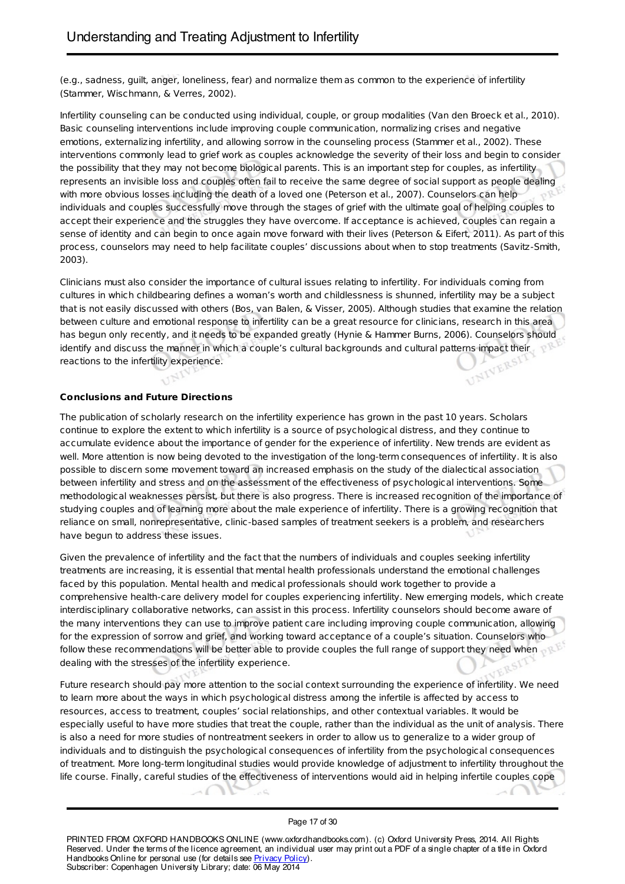(e.g., sadness, guilt, anger, loneliness, fear) and normalize them as common to the experience of infertility (Stammer, Wischmann, & Verres, 2002).

Infertility counseling can be conducted using individual, couple, or group modalities (Van den Broeck et al., 2010). Basic counseling interventions include improving couple communication, normalizing crises and negative emotions, externalizing infertility, and allowing sorrow in the counseling process (Stammer et al., 2002). These interventions commonly lead to grief work as couples acknowledge the severity of their loss and begin to consider the possibility that they may not become biological parents. This is an important step for couples, as infertility represents an invisible loss and couples often fail to receive the same degree of social support as people dealing with more obvious losses including the death of a loved one (Peterson et al., 2007). Counselors can help individuals and couples successfully move through the stages of grief with the ultimate goal of helping couples to accept their experience and the struggles they have overcome. If acceptance is achieved, couples can regain a sense of identity and can begin to once again move forward with their lives (Peterson & Eifert, 2011). As part of this process, counselors may need to help facilitate couples' discussions about when to stop treatments (Savitz-Smith, 2003).

Clinicians must also consider the importance of cultural issues relating to infertility. For individuals coming from cultures in which childbearing defines a woman's worth and childlessness is shunned, infertility may be a subject that is not easily discussed with others (Bos, van Balen, & Visser, 2005). Although studies that examine the relation between culture and emotional response to infertility can be a great resource for clinicians, research in this area has begun only recently, and it needs to be expanded greatly (Hynie & Hammer Burns, 2006). Counselors should identify and discuss the manner in which a couple's cultural backgrounds and cultural patterns impact their reactions to the infertility experience.

## Conclusions and Future Directions

The publication of scholarly research on the infertility experience has grown in the past 10 years. Scholars continue to explore the extent to which infertility is a source of psychological distress, and they continue to accumulate evidence about the importance of gender for the experience of infertility. New trends are evident as well. More attention is now being devoted to the investigation of the long-term consequences of infertility. It is also possible to discern some movement toward an increased emphasis on the study of the dialectical association between infertility and stress and on the assessment of the effectiveness of psychological interventions. Some methodological weaknesses persist, but there is also progress. There is increased recognition of the importance of studying couples and of learning more about the male experience of infertility. There is a growing recognition that reliance on small, nonrepresentative, clinic-based samples of treatment seekers is a problem, and researchers have begun to address these issues.

Given the prevalence of infertility and the fact that the numbers of individuals and couples seeking infertility treatments are increasing, it is essential that mental health professionals understand the emotional challenges faced by this population. Mental health and medical professionals should work together to provide a comprehensive health-care delivery model for couples experiencing infertility. New emerging models, which create interdisciplinary collaborative networks, can assist in this process. Infertility counselors should become aware of the many interventions they can use to improve patient care including improving couple communication, allowing for the expression of sorrow and grief, and working toward acceptance of a couple's situation. Counselors who follow these recommendations will be better able to provide couples the full range of support they need when dealing with the stresses of the infertility experience.

Future research should pay more attention to the social context surrounding the experience of infertility. We need to learn more about the ways in which psychological distress among the infertile is affected by access to resources, access to treatment, couples' social relationships, and other contextual variables. It would be especially useful to have more studies that treat the couple, rather than the individual as the unit of analysis. There is also a need for more studies of nontreatment seekers in order to allow us to generalize to a wider group of individuals and to distinguish the psychological consequences of infertility from the psychological consequences of treatment. More long-term longitudinal studies would provide knowledge of adjustment to infertility throughout the life course. Finally, careful studies of the effectiveness of interventions would aid in helping infertile couples cope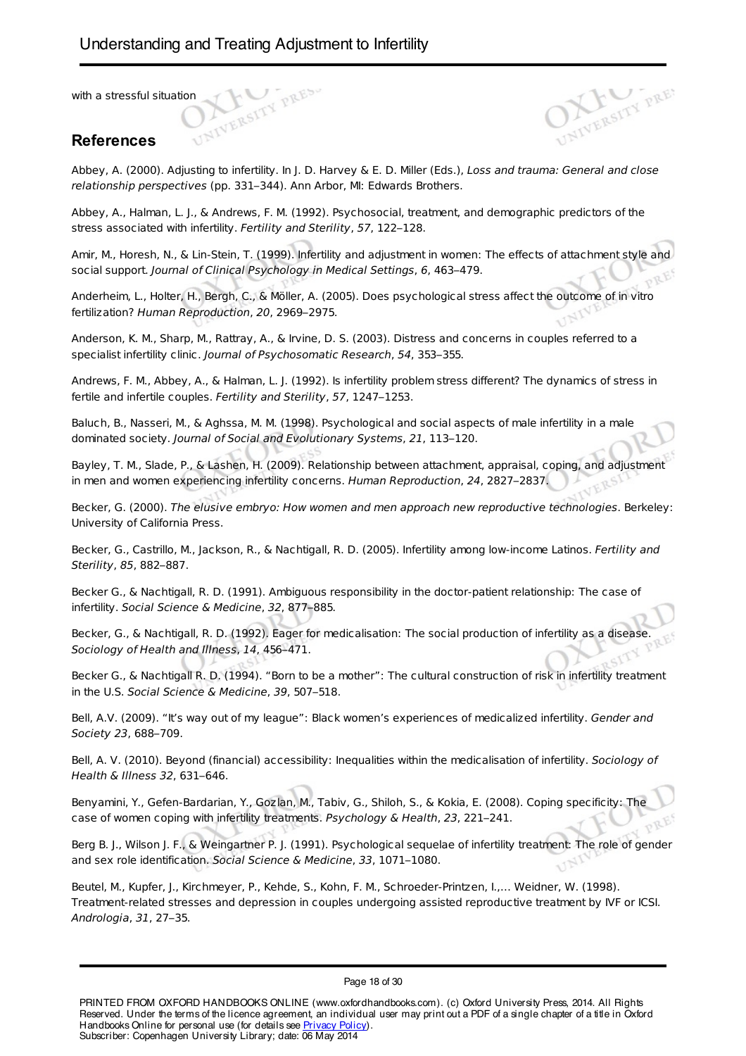with a stressful situation

## References

Abbey, A. (2000). Adjusting to infertility. In J. D. Harvey & E. D. Miller (Eds.), *Loss and trauma: General and close relationship perspectives* (pp. 331–344). Ann Arbor, MI: Edwards Brothers.

Abbey, A., Halman, L. J., & Andrews, F. M. (1992). Psychosocial, treatment, and demographic predictors of the stress associated with infertility. *Fertility and Sterility*, *57*, 122–128.

Amir, M., Horesh, N., & Lin-Stein, T. (1999). Infertility and adjustment in women: The effects of attachment style and social support. *Journal of Clinical Psychology in Medical Settings*, *6*, 463–479.

Anderheim, L., Holter, H., Bergh, C., & Möller, A. (2005). Does psychological stress affect the outcome of in vitro fertilization? *Human Reproduction*, *20*, 2969–2975.

Anderson, K. M., Sharp, M., Rattray, A., & Irvine, D. S. (2003). Distress and concerns in couples referred to a specialist infertility clinic. *Journal of Psychosomatic Research*, *54*, 353–355.

Andrews, F. M., Abbey, A., & Halman, L. J. (1992). Is infertility problem stress different? The dynamics of stress in fertile and infertile couples. *Fertility and Sterility*, *57*, 1247–1253.

Baluch, B., Nasseri, M., & Aghssa, M. M. (1998). Psychological and social aspects of male infertility in a male dominated society. *Journal of Social and Evolutionary Systems*, *21*, 113–120.

Bayley, T. M., Slade, P., & Lashen, H. (2009). Relationship between attachment, appraisal, coping, and adjustment in men and women experiencing infertility concerns. *Human Reproduction*, *24*, 2827–2837.

Becker, G. (2000). *The elusive embryo: How women and men approach new reproductive technologies*. Berkeley: University of California Press.

Becker, G., Castrillo, M., Jackson, R., & Nachtigall, R. D. (2005). Infertility among low-income Latinos. *Fertility and Sterility*, *85*, 882–887.

Becker G., & Nachtigall, R. D. (1991). Ambiguous responsibility in the doctor-patient relationship: The case of infertility. *Social Science & Medicine*, *32*, 877–885.

Becker, G., & Nachtigall, R. D. (1992). Eager for medicalisation: The social production of infertility as a disease. *Sociology of Health and Illness*, *14*, 456–471.

Becker G., & Nachtigall R. D. (1994). "Born to be a mother": The cultural construction of risk in infertility treatment in the U.S. *Social Science & Medicine*, *39*, 507–518.

Bell, A.V. (2009). "It's way out of my league": Black women's experiences of medicalized infertility. *Gender and Society 23*, 688–709.

Bell, A. V. (2010). Beyond (financial) accessibility: Inequalities within the medicalisation of infertility. *Sociology of Health & Illness 32*, 631–646.

Benyamini, Y., Gefen-Bardarian, Y., Gozlan, M., Tabiv, G., Shiloh, S., & Kokia, E. (2008). Coping specificity: The case of women coping with infertility treatments. *Psychology & Health*, *23*, 221–241.

Berg B. J., Wilson J. F., & Weingartner P. J. (1991). Psychological sequelae of infertility treatment: The role of gender and sex role identification. *Social Science & Medicine*, *33*, 1071–1080.

Beutel, M., Kupfer, J., Kirchmeyer, P., Kehde, S., Kohn, F. M., Schroeder-Printzen, I.,… Weidner, W. (1998). Treatment-related stresses and depression in couples undergoing assisted reproductive treatment by IVF or ICSI. *Andrologia*, *31*, 27–35.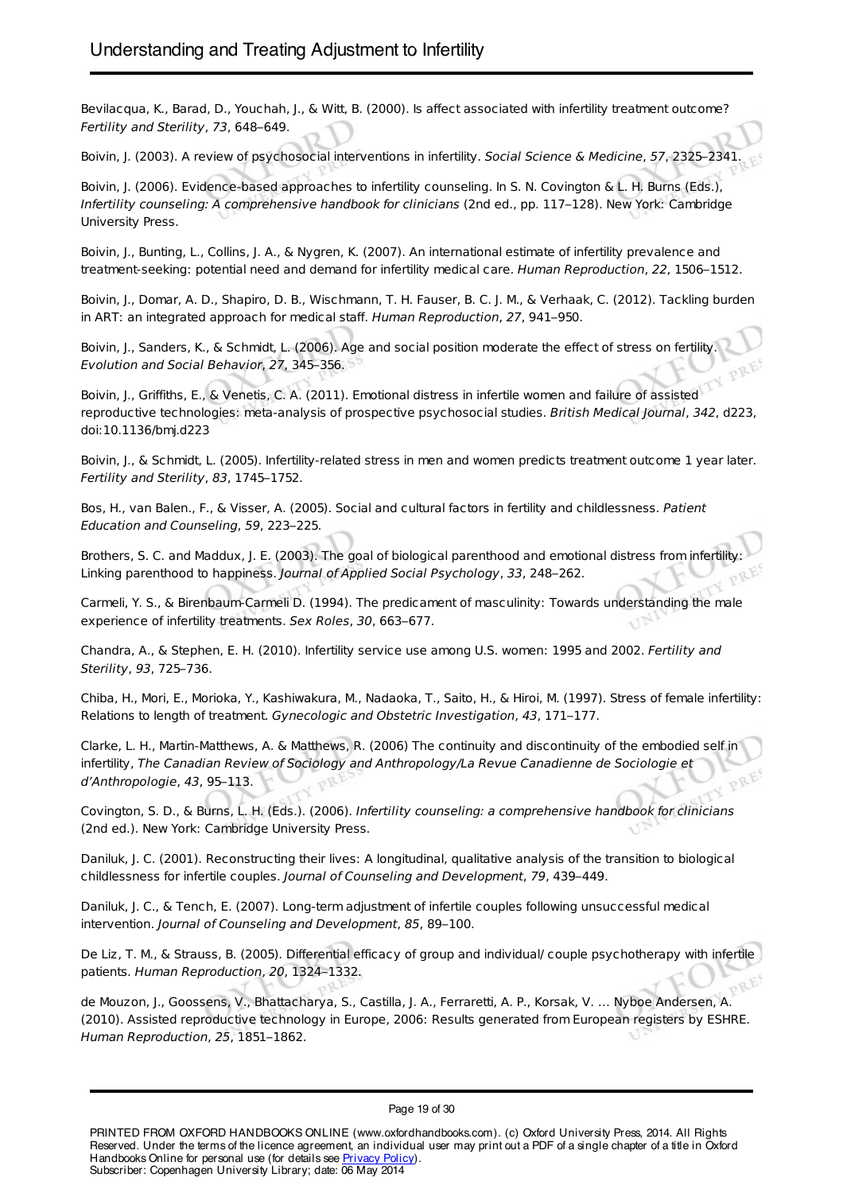Bevilacqua, K., Barad, D., Youchah, J., & Witt, B. (2000). Is affect associated with infertility treatment outcome? *Fertility and Sterility*, *73*, 648–649.

Boivin, J. (2003). A review of psychosocial interventions in infertility. *Social Science & Medicine*, *57*, 2325–2341.

Boivin, J. (2006). Evidence-based approaches to infertility counseling. In S. N. Covington & L. H. Burns (Eds.), *Infertility counseling: A comprehensive handbook for clinicians* (2nd ed., pp. 117–128). New York: Cambridge University Press.

Boivin, J., Bunting, L., Collins, J. A., & Nygren, K. (2007). An international estimate of infertility prevalence and treatment-seeking: potential need and demand for infertility medical care. *Human Reproduction*, *22*, 1506–1512.

Boivin, J., Domar, A. D., Shapiro, D. B., Wischmann, T. H. Fauser, B. C. J. M., & Verhaak, C. (2012). Tackling burden in ART: an integrated approach for medical staff. *Human Reproduction*, *27*, 941–950.

Boivin, J., Sanders, K., & Schmidt, L. (2006). Age and social position moderate the effect of stress on fertility. *Evolution and Social Behavior*, *27*, 345–356.

Boivin, J., Griffiths, E., & Venetis, C. A. (2011). Emotional distress in infertile women and failure of assisted reproductive technologies: meta-analysis of prospective psychosocial studies. *British Medical Journal*, *342*, d223, doi:10.1136/bmj.d223

Boivin, J., & Schmidt, L. (2005). Infertility-related stress in men and women predicts treatment outcome 1 year later. *Fertility and Sterility*, *83*, 1745–1752.

Bos, H., van Balen., F., & Visser, A. (2005). Social and cultural factors in fertility and childlessness. *Patient Education and Counseling*, *59*, 223–225.

Brothers, S. C. and Maddux, J. E. (2003). The goal of biological parenthood and emotional distress from infertility: Linking parenthood to happiness. *Journal of Applied Social Psychology*, *33*, 248–262.

Carmeli, Y. S., & Birenbaum-Carmeli D. (1994). The predicament of masculinity: Towards understanding the male experience of infertility treatments. *Sex Roles*, *30*, 663–677.

Chandra, A., & Stephen, E. H. (2010). Infertility service use among U.S. women: 1995 and 2002. *Fertility and Sterility*, *93*, 725–736.

Chiba, H., Mori, E., Morioka, Y., Kashiwakura, M., Nadaoka, T., Saito, H., & Hiroi, M. (1997). Stress of female infertility: Relations to length of treatment. *Gynecologic and Obstetric Investigation*, *43*, 171–177.

Clarke, L. H., Martin-Matthews, A. & Matthews, R. (2006) The continuity and discontinuity of the embodied self in infertility, *The Canadian Review of Sociology and Anthropology/La Revue Canadienne de Sociologie et d'Anthropologie*, *43*, 95–113.

Covington, S. D., & Burns, L. H. (Eds.). (2006). *Infertility counseling: a comprehensive handbook for clinicians* (2nd ed.). New York: Cambridge University Press.

Daniluk, J. C. (2001). Reconstructing their lives: A longitudinal, qualitative analysis of the transition to biological childlessness for infertile couples. *Journal of Counseling and Development*, *79*, 439–449.

Daniluk, J. C., & Tench, E. (2007). Long-term adjustment of infertile couples following unsuccessful medical intervention. *Journal of Counseling and Development*, *85*, 89–100.

De Liz, T. M., & Strauss, B. (2005). Differential efficacy of group and individual/ couple psychotherapy with infertile patients. *Human Reproduction*, *20*, 1324–1332.

de Mouzon, J., Goossens, V., Bhattacharya, S., Castilla, J. A., Ferraretti, A. P., Korsak, V. … Nyboe Andersen, A. (2010). Assisted reproductive technology in Europe, 2006: Results generated from European registers by ESHRE. *Human Reproduction*, *25*, 1851–1862.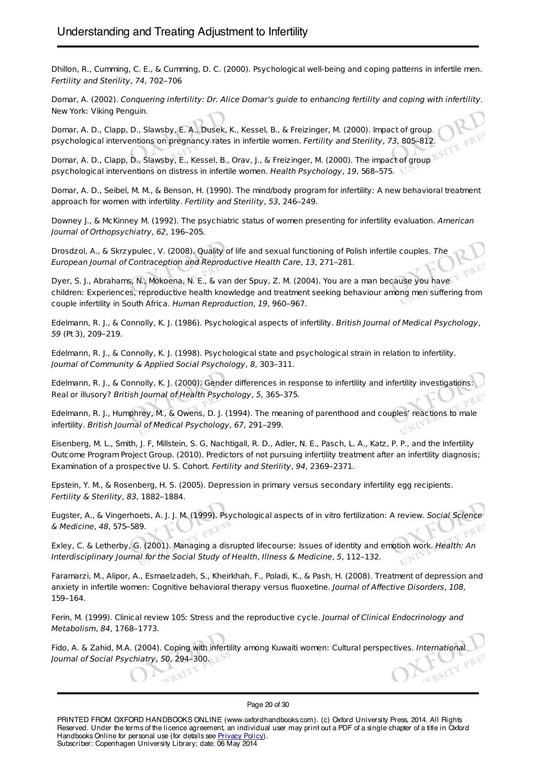Dhillon, R., Cumming, C. E., & Cumming, D. C. (2000). Psychological well-being and coping patterns in infertile men. *Fertility and Sterility*, *74*, 702–706

Domar, A. (2002). *Conquering infertility: Dr. Alice Domar's guide to enhancing fertility and coping with infertility*. New York: Viking Penguin.

Domar, A. D., Clapp, D., Slawsby, E. A., Dusek, K., Kessel, B., & Freizinger, M. (2000). Impact of group psychological interventions on pregnancy rates in infertile women. *Fertility and Sterility*, *73*, 805–812.

Domar, A. D., Clapp, D., Slawsby, E., Kessel, B., Orav, J., & Freizinger, M. (2000). The impact of group psychological interventions on distress in infertile women. *Health Psychology*, *19*, 568–575.

Domar, A. D., Seibel, M. M., & Benson, H. (1990). The mind/body program for infertility: A new behavioral treatment approach for women with infertility. *Fertility and Sterility*, *53*, 246–249.

Downey J., & McKinney M. (1992). The psychiatric status of women presenting for infertility evaluation. *American Journal of Orthopsychiatry*, *62*, 196–205.

Drosdzol, A., & Skrzypulec, V. (2008). Quality of life and sexual functioning of Polish infertile couples. *The European Journal of Contraception and Reproductive Health Care*, *13*, 271–281.

Dyer, S. J., Abrahams, N., Mokoena, N. E., & van der Spuy, Z. M. (2004). You are a man because you have children: Experiences, reproductive health knowledge and treatment seeking behaviour among men suffering from couple infertility in South Africa. *Human Reproduction*, *19*, 960–967.

Edelmann, R. J., & Connolly, K. J. (1986). Psychological aspects of infertility. *British Journal of Medical Psychology*, *59* (Pt 3), 209–219.

Edelmann, R. J., & Connolly, K. J. (1998). Psychological state and psychological strain in relation to infertility. *Journal of Community & Applied Social Psychology*, *8*, 303–311.

Edelmann, R. J., & Connolly, K. J. (2000). Gender differences in response to infertility and infertility investigations: Real or illusory? *British Journal of Health Psychology*, *5*, 365–375.

Edelmann, R. J., Humphrey, M., & Owens, D. J. (1994). The meaning of parenthood and couples' reactions to male infertility. *British Journal of Medical Psychology*, *67*, 291–299.

Eisenberg, M. L., Smith, J. F, Millstein, S. G, Nachtigall, R. D., Adler, N. E., Pasch, L. A., Katz, P. P., and the Infertility Outcome Program Project Group. (2010). Predictors of not pursuing infertility treatment after an infertility diagnosis; Examination of a prospective U. S. Cohort. *Fertility and Sterility*, *94*, 2369–2371.

Epstein, Y. M., & Rosenberg, H. S. (2005). Depression in primary versus secondary infertility egg recipients. *Fertility & Sterility*, *83*, 1882–1884.

Eugster, A., & Vingerhoets, A. J. J. M. (1999). Psychological aspects of in vitro fertilization: A review. *Social Science & Medicine*, *48*, 575–589.

Exley, C. & Letherby, G. (2001). Managing a disrupted lifecourse: Issues of identity and emotion work. *Health: An Interdisciplinary Journal for the Social Study of Health, Illness & Medicine*, *5*, 112–132.

Faramarzi, M., Alipor, A., Esmaelzadeh, S., Kheirkhah, F., Poladi, K., & Pash, H. (2008). Treatment of depression and anxiety in infertile women: Cognitive behavioral therapy versus fluoxetine. *Journal of Affective Disorders*, *108*, 159–164.

Ferin, M. (1999). Clinical review 105: Stress and the reproductive cycle. *Journal of Clinical Endocrinology and Metabolism*, *84*, 1768–1773.

Fido, A. & Zahid, M.A. (2004). Coping with infertility among Kuwaiti women: Cultural perspectives. *International Journal of Social Psychiatry*, *50*, 294–300.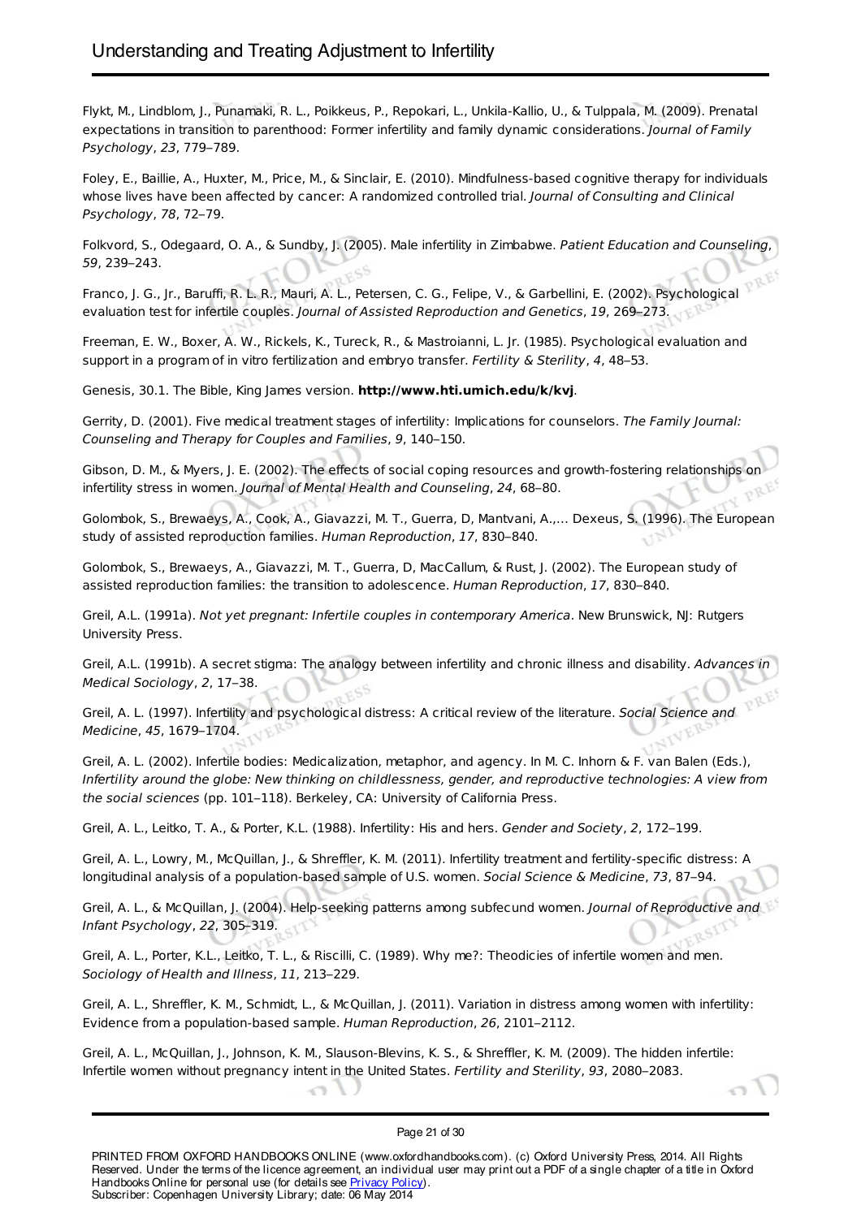Flykt, M., Lindblom, J., Punamaki, R. L., Poikkeus, P., Repokari, L., Unkila-Kallio, U., & Tulppala, M. (2009). Prenatal expectations in transition to parenthood: Former infertility and family dynamic considerations. *Journal of Family Psychology*, *23*, 779–789.

Foley, E., Baillie, A., Huxter, M., Price, M., & Sinclair, E. (2010). Mindfulness-based cognitive therapy for individuals whose lives have been affected by cancer: A randomized controlled trial. *Journal of Consulting and Clinical Psychology*, *78*, 72–79.

Folkvord, S., Odegaard, O. A., & Sundby, J. (2005). Male infertility in Zimbabwe. *Patient Education and Counseling*, *59*, 239–243.

Franco, J. G., Jr., Baruffi, R. L. R., Mauri, A. L., Petersen, C. G., Felipe, V., & Garbellini, E. (2002). Psychological evaluation test for infertile couples. *Journal of Assisted Reproduction and Genetics*, *19*, 269–273.

Freeman, E. W., Boxer, A. W., Rickels, K., Tureck, R., & Mastroianni, L. Jr. (1985). Psychological evaluation and support in a program of in vitro fertilization and embryo transfer. *Fertility & Sterility*, *4*, 48–53.

Genesis, 30.1. The Bible, King James version. **http://www.hti.umich.edu/k/kvj**.

Gerrity, D. (2001). Five medical treatment stages of infertility: Implications for counselors. *The Family Journal: Counseling and Therapy for Couples and Families*, *9*, 140–150.

Gibson, D. M., & Myers, J. E. (2002). The effects of social coping resources and growth-fostering relationships on infertility stress in women. *Journal of Mental Health and Counseling*, *24*, 68–80.

Golombok, S., Brewaeys, A., Cook, A., Giavazzi, M. T., Guerra, D, Mantvani, A.,… Dexeus, S. (1996). The European study of assisted reproduction families. *Human Reproduction*, *17*, 830–840.

Golombok, S., Brewaeys, A., Giavazzi, M. T., Guerra, D, MacCallum, & Rust, J. (2002). The European study of assisted reproduction families: the transition to adolescence. *Human Reproduction*, *17*, 830–840.

Greil, A.L. (1991a). *Not yet pregnant: Infertile couples in contemporary America*. New Brunswick, NJ: Rutgers University Press.

Greil, A.L. (1991b). A secret stigma: The analogy between infertility and chronic illness and disability. *Advances in Medical Sociology*, *2*, 17–38.

Greil, A. L. (1997). Infertility and psychological distress: A critical review of the literature. *Social Science and Medicine*, *45*, 1679–1704.

Greil, A. L. (2002). Infertile bodies: Medicalization, metaphor, and agency. In M. C. Inhorn & F. van Balen (Eds.), *Infertility around the globe: New thinking on childlessness, gender, and reproductive technologies: A view from the social sciences* (pp. 101–118). Berkeley, CA: University of California Press.

Greil, A. L., Leitko, T. A., & Porter, K.L. (1988). Infertility: His and hers. *Gender and Society*, *2*, 172–199.

Greil, A. L., Lowry, M., McQuillan, J., & Shreffler, K. M. (2011). Infertility treatment and fertility-specific distress: A longitudinal analysis of a population-based sample of U.S. women. *Social Science & Medicine*, *73*, 87–94.

Greil, A. L., & McQuillan, J. (2004). Help-seeking patterns among subfecund women. *Journal of Reproductive and Infant Psychology*, *22*, 305–319.

Greil, A. L., Porter, K.L., Leitko, T. L., & Riscilli, C. (1989). Why me?: Theodicies of infertile women and men. *Sociology of Health and Illness*, *11*, 213–229.

Greil, A. L., Shreffler, K. M., Schmidt, L., & McQuillan, J. (2011). Variation in distress among women with infertility: Evidence from a population-based sample. *Human Reproduction*, *26*, 2101–2112.

Greil, A. L., McQuillan, J., Johnson, K. M., Slauson-Blevins, K. S., & Shreffler, K. M. (2009). The hidden infertile: Infertile women without pregnancy intent in the United States. *Fertility and Sterility*, *93*, 2080–2083.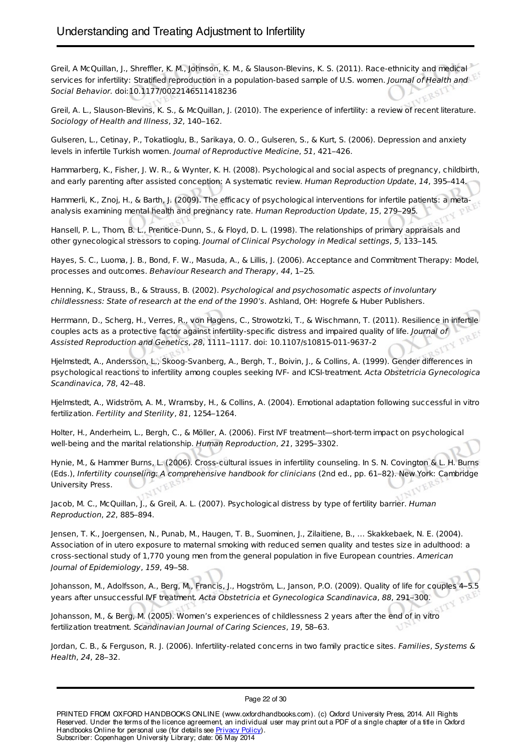Greil, A McQuillan, J., Shreffler, K. M., Johnson, K. M., & Slauson-Blevins, K. S. (2011). Race-ethnicity and medical services for infertility: Stratified reproduction in a population-based sample of U.S. women. *Journal of Health and Social Behavior.* doi:10.1177/0022146511418236

Greil, A. L., Slauson-Blevins, K. S., & McQuillan, J. (2010). The experience of infertility: a review of recent literature. *Sociology of Health and Illness*, *32*, 140–162.

Gulseren, L., Cetinay, P., Tokatlioglu, B., Sarikaya, O. O., Gulseren, S., & Kurt, S. (2006). Depression and anxiety levels in infertile Turkish women. *Journal of Reproductive Medicine*, *51*, 421–426.

Hammarberg, K., Fisher, J. W. R., & Wynter, K. H. (2008). Psychological and social aspects of pregnancy, childbirth, and early parenting after assisted conception: A systematic review. *Human Reproduction Update*, *14*, 395–414.

Hammerli, K., Znoj, H., & Barth, J. (2009). The efficacy of psychological interventions for infertile patients: a meta-analysis examining mental health and pregnancy rate. *Human Reproduction Update*, *15*, 279–295.

Hansell, P. L., Thom, B. L., Prentice-Dunn, S., & Floyd, D. L. (1998). The relationships of primary appraisals and other gynecological stressors to coping. *Journal of Clinical Psychology in Medical settings*, *5*, 133–145.

Hayes, S. C., Luoma, J. B., Bond, F. W., Masuda, A., & Lillis, J. (2006). Acceptance and Commitment Therapy: Model, processes and outcomes. *Behaviour Research and Therapy*, *44*, 1–25.

Henning, K., Strauss, B., & Strauss, B. (2002). *Psychological and psychosomatic aspects of involuntary childlessness: State of research at the end of the 1990's*. Ashland, OH: Hogrefe & Huber Publishers.

Herrmann, D., Scherg, H., Verres, R., von Hagens, C., Strowotzki, T., & Wischmann, T. (2011). Resilience in infertile couples acts as a protective factor against infertility-specific distress and impaired quality of life. *Journal of Assisted Reproduction and Genetics*, *28*, 1111–1117. doi: 10.1107/s10815-011-9637-2

Hjelmstedt, A., Andersson, L., Skoog-Svanberg, A., Bergh, T., Boivin, J., & Collins, A. (1999). Gender differences in psychological reactions to infertility among couples seeking IVF- and ICSI-treatment. *Acta Obstetricia Gynecologica Scandinavica*, *78*, 42–48.

Hjelmstedt, A., Widström, A. M., Wramsby, H., & Collins, A. (2004). Emotional adaptation following successful in vitro fertilization. *Fertility and Sterility*, *81*, 1254–1264.

Holter, H., Anderheim, L., Bergh, C., & Möller, A. (2006). First IVF treatment—short-term impact on psychological well-being and the marital relationship. *Human Reproduction*, *21*, 3295–3302.

Hynie, M., & Hammer Burns, L. (2006). Cross-cultural issues in infertility counseling. In S. N. Covington & L. H. Burns (Eds.), *Infertility counseling: A comprehensive handbook for clinicians* (2nd ed., pp. 61–82). New York: Cambridge University Press.

Jacob, M. C., McQuillan, J., & Greil, A. L. (2007). Psychological distress by type of fertility barrier. *Human Reproduction*, *22*, 885–894.

Jensen, T. K., Joergensen, N., Punab, M., Haugen, T. B., Suominen, J., Zilaitiene, B., … Skakkebaek, N. E. (2004). Association of in utero exposure to maternal smoking with reduced semen quality and testes size in adulthood: a cross-sectional study of 1,770 young men from the general population in five European countries. *American Journal of Epidemiology*, *159*, 49–58.

Johansson, M., Adolfsson, A., Berg, M., Francis, J., Hogström, L., Janson, P.O. (2009). Quality of life for couples 4–5.5 years after unsuccessful IVF treatment. *Acta Obstetricia et Gynecologica Scandinavica*, *88*, 291–300.

Johansson, M., & Berg, M. (2005). Women's experiences of childlessness 2 years after the end of in vitro fertilization treatment. *Scandinavian Journal of Caring Sciences*, *19*, 58–63.

Jordan, C. B., & Ferguson, R. J. (2006). Infertility-related concerns in two family practice sites. *Families, Systems & Health*, *24*, 28–32.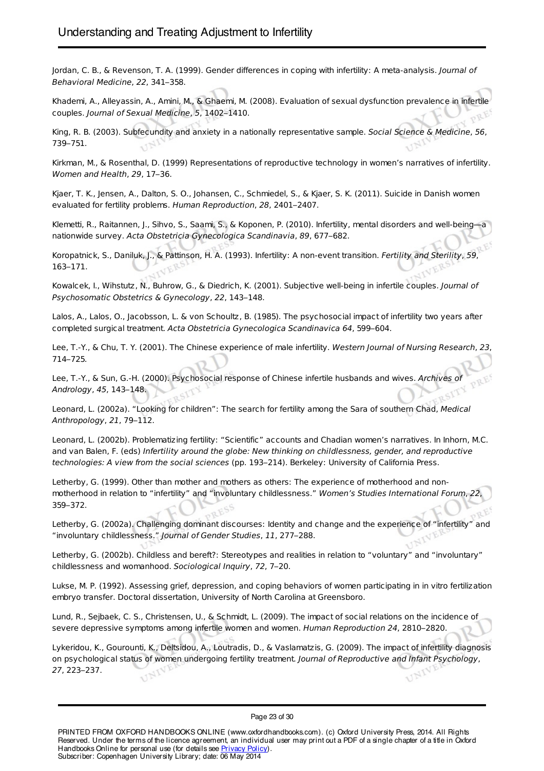Jordan, C. B., & Revenson, T. A. (1999). Gender differences in coping with infertility: A meta-analysis. *Journal of Behavioral Medicine*, *22*, 341–358.

Khademi, A., Alleyassin, A., Amini, M., & Ghaemi, M. (2008). Evaluation of sexual dysfunction prevalence in infertile couples. *Journal of Sexual Medicine*, *5*, 1402–1410.

King, R. B. (2003). Subfecundity and anxiety in a nationally representative sample. *Social Science & Medicine*, *56*, 739–751.

Kirkman, M., & Rosenthal, D. (1999) Representations of reproductive technology in women's narratives of infertility. *Women and Health*, *29*, 17–36.

Kjaer, T. K., Jensen, A., Dalton, S. O., Johansen, C., Schmiedel, S., & Kjaer, S. K. (2011). Suicide in Danish women evaluated for fertility problems. *Human Reproduction*, *28*, 2401–2407.

Klemetti, R., Raitannen, J., Sihvo, S., Saami, S., & Koponen, P. (2010). Infertility, mental disorders and well-being—a nationwide survey. *Acta Obstetricia Gynecologica Scandinavia*, *89*, 677–682.

Koropatnick, S., Daniluk, J., & Pattinson, H. A. (1993). Infertility: A non-event transition. *Fertility and Sterility*, *59*, 163–171.

Kowalcek, I., Wihstutz, N., Buhrow, G., & Diedrich, K. (2001). Subjective well-being in infertile couples. *Journal of Psychosomatic Obstetrics & Gynecology*, *22*, 143–148.

Lalos, A., Lalos, O., Jacobsson, L. & von Schoultz, B. (1985). The psychosocial impact of infertility two years after completed surgical treatment. *Acta Obstetricia Gynecologica Scandinavica 64*, 599–604.

Lee, T.-Y., & Chu, T. Y. (2001). The Chinese experience of male infertility. *Western Journal of Nursing Research*, *23*, 714–725.

Lee, T.-Y., & Sun, G.-H. (2000). Psychosocial response of Chinese infertile husbands and wives. *Archives of Andrology*, *45*, 143–148.

Leonard, L. (2002a). "Looking for children": The search for fertility among the Sara of southern Chad, *Medical Anthropology*, *21*, 79–112.

Leonard, L. (2002b). Problematizing fertility: "Scientific" accounts and Chadian women's narratives. In Inhorn, M.C. and van Balen, F. (eds) *Infertility around the globe: New thinking on childlessness, gender, and reproductive technologies: A view from the social sciences* (pp. 193–214). Berkeley: University of California Press.

Letherby, G. (1999). Other than mother and mothers as others: The experience of motherhood and non-motherhood in relation to "infertility" and "involuntary childlessness." *Women's Studies International Forum*, *22*, 359–372.

Letherby, G. (2002a). Challenging dominant discourses: Identity and change and the experience of "infertility" and "involuntary childlessness." *Journal of Gender Studies*, *11*, 277–288.

Letherby, G. (2002b). Childless and bereft?: Stereotypes and realities in relation to "voluntary" and "involuntary" childlessness and womanhood. *Sociological Inquiry*, *72*, 7–20.

Lukse, M. P. (1992). Assessing grief, depression, and coping behaviors of women participating in in vitro fertilization embryo transfer. Doctoral dissertation, University of North Carolina at Greensboro.

Lund, R., Sejbaek, C. S., Christensen, U., & Schmidt, L. (2009). The impact of social relations on the incidence of severe depressive symptoms among infertile women and women. *Human Reproduction 24*, 2810–2820.

Lykeridou, K., Gourounti, K., Deltsidou, A., Loutradis, D., & Vaslamatzis, G. (2009). The impact of infertility diagnosis on psychological status of women undergoing fertility treatment. *Journal of Reproductive and Infant Psychology*, *27*, 223–237.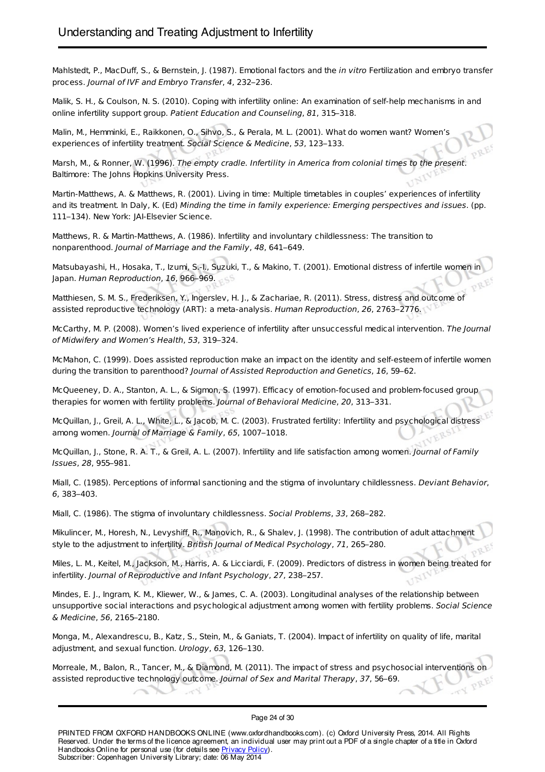Mahlstedt, P., MacDuff, S., & Bernstein, J. (1987). Emotional factors and the *in vitro* Fertilization and embryo transfer process. *Journal of IVF and Embryo Transfer*, *4*, 232–236.

Malik, S. H., & Coulson, N. S. (2010). Coping with infertility online: An examination of self-help mechanisms in and online infertility support group. *Patient Education and Counseling*, *81*, 315–318.

Malin, M., Hemminki, E., Raikkonen, O., Sihvo, S., & Perala, M. L. (2001). What do women want? Women's experiences of infertility treatment. *Social Science & Medicine*, *53*, 123–133.

Marsh, M., & Ronner, W. (1996). *The empty cradle. Infertility in America from colonial times to the present*. Baltimore: The Johns Hopkins University Press.

Martin-Matthews, A. & Matthews, R. (2001). Living in time: Multiple timetables in couples' experiences of infertility and its treatment. In Daly, K. (Ed) *Minding the time in family experience: Emerging perspectives and issues*. (pp. 111–134). New York: JAI-Elsevier Science.

Matthews, R. & Martin-Matthews, A. (1986). Infertility and involuntary childlessness: The transition to nonparenthood. *Journal of Marriage and the Family*, *48*, 641–649.

Matsubayashi, H., Hosaka, T., Izumi, S.-I., Suzuki, T., & Makino, T. (2001). Emotional distress of infertile women in Japan. *Human Reproduction*, *16*, 966–969.

Matthiesen, S. M. S., Frederiksen, Y., Ingerslev, H. J., & Zachariae, R. (2011). Stress, distress and outcome of assisted reproductive technology (ART): a meta-analysis. *Human Reproduction*, *26*, 2763–2776.

McCarthy, M. P. (2008). Women's lived experience of infertility after unsuccessful medical intervention. *The Journal of Midwifery and Women's Health*, *53*, 319–324.

McMahon, C. (1999). Does assisted reproduction make an impact on the identity and self-esteem of infertile women during the transition to parenthood? *Journal of Assisted Reproduction and Genetics*, *16*, 59–62.

McQueeney, D. A., Stanton, A. L., & Sigmon, S. (1997). Efficacy of emotion-focused and problem-focused group therapies for women with fertility problems. *Journal of Behavioral Medicine*, *20*, 313–331.

McQuillan, J., Greil, A. L., White, L., & Jacob, M. C. (2003). Frustrated fertility: Infertility and psychological distress among women. *Journal of Marriage & Family*, *65*, 1007–1018.

McQuillan, J., Stone, R. A. T., & Greil, A. L. (2007). Infertility and life satisfaction among women. *Journal of Family Issues*, *28*, 955–981.

Miall, C. (1985). Perceptions of informal sanctioning and the stigma of involuntary childlessness. *Deviant Behavior*, *6*, 383–403.

Miall, C. (1986). The stigma of involuntary childlessness. *Social Problems*, *33*, 268–282.

Mikulincer, M., Horesh, N., Levyshiff, R., Manovich, R., & Shalev, J. (1998). The contribution of adult attachment style to the adjustment to infertility. *British Journal of Medical Psychology*, *71*, 265–280.

Miles, L. M., Keitel, M., Jackson, M., Harris, A. & Licciardi, F. (2009). Predictors of distress in women being treated for infertility. *Journal of Reproductive and Infant Psychology*, *27*, 238–257.

Mindes, E. J., Ingram, K. M., Kliewer, W., & James, C. A. (2003). Longitudinal analyses of the relationship between unsupportive social interactions and psychological adjustment among women with fertility problems. *Social Science & Medicine*, *56*, 2165–2180.

Monga, M., Alexandrescu, B., Katz, S., Stein, M., & Ganiats, T. (2004). Impact of infertility on quality of life, marital adjustment, and sexual function. *Urology*, *63*, 126–130.

Morreale, M., Balon, R., Tancer, M., & Diamond, M. (2011). The impact of stress and psychosocial interventions on assisted reproductive technology outcome. *Journal of Sex and Marital Therapy*, *37*, 56–69.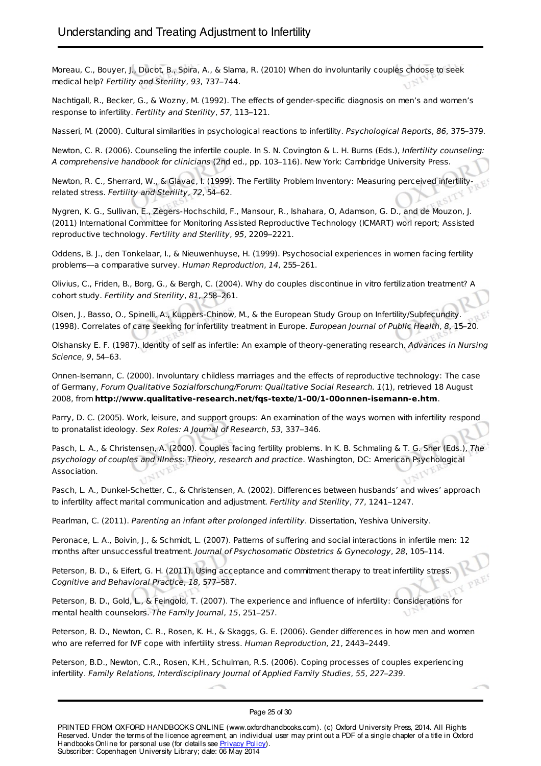Moreau, C., Bouyer, J., Ducot, B., Spira, A., & Slama, R. (2010) When do involuntarily couples choose to seek medical help? *Fertility and Sterility*, *93*, 737–744.

Nachtigall, R., Becker, G., & Wozny, M. (1992). The effects of gender-specific diagnosis on men's and women's response to infertility. *Fertility and Sterility*, *57*, 113–121.

Nasseri, M. (2000). Cultural similarities in psychological reactions to infertility. *Psychological Reports*, *86*, 375–379.

Newton, C. R. (2006). Counseling the infertile couple. In S. N. Covington & L. H. Burns (Eds.), *Infertility counseling: A comprehensive handbook for clinicians* (2nd ed., pp. 103–116). New York: Cambridge University Press.

Newton, R. C., Sherrard, W., & Glavac, I. (1999). The Fertility Problem Inventory: Measuring perceived infertility-related stress. *Fertility and Sterility*, *72*, 54–62.

Nygren, K. G., Sullivan, E., Zegers-Hochschild, F., Mansour, R., Ishahara, O, Adamson, G. D., and de Mouzon, J. (2011) International Committee for Monitoring Assisted Reproductive Technology (ICMART) worl report; Assisted reproductive technology. *Fertility and Sterility*, *95*, 2209–2221.

Oddens, B. J., den Tonkelaar, I., & Nieuwenhuyse, H. (1999). Psychosocial experiences in women facing fertility problems—a comparative survey. *Human Reproduction*, *14*, 255–261.

Olivius, C., Friden, B., Borg, G., & Bergh, C. (2004). Why do couples discontinue in vitro fertilization treatment? A cohort study. *Fertility and Sterility*, *81*, 258–261.

Olsen, J., Basso, O., Spinelli, A., Kuppers-Chinow, M., & the European Study Group on Infertility/Subfecundity. (1998). Correlates of care seeking for infertility treatment in Europe. *European Journal of Public Health*, *8*, 15–20.

Olshansky E. F. (1987). Identity of self as infertile: An example of theory-generating research. *Advances in Nursing Science*, *9*, 54–63.

Onnen-Isemann, C. (2000). Involuntary childless marriages and the effects of reproductive technology: The case of Germany, *Forum Qualitative Sozialforschung/Forum: Qualitative Social Research. 1*(1), retrieved 18 August 2008, from **http://www.qualitative-research.net/fqs-texte/1-00/1-00onnen-isemann-e.htm**.

Parry, D. C. (2005). Work, leisure, and support groups: An examination of the ways women with infertility respond to pronatalist ideology. *Sex Roles: A Journal of Research*, *53*, 337–346.

Pasch, L. A., & Christensen, A. (2000). Couples facing fertility problems. In K. B. Schmaling & T. G. Sher (Eds.), *The psychology of couples and illness: Theory, research and practice*. Washington, DC: American Psychological Association.

Pasch, L. A., Dunkel-Schetter, C., & Christensen, A. (2002). Differences between husbands' and wives' approach to infertility affect marital communication and adjustment. *Fertility and Sterility*, *77*, 1241–1247.

Pearlman, C. (2011). *Parenting an infant after prolonged infertility*. Dissertation, Yeshiva University.

Peronace, L. A., Boivin, J., & Schmidt, L. (2007). Patterns of suffering and social interactions in infertile men: 12 months after unsuccessful treatment. *Journal of Psychosomatic Obstetrics & Gynecology*, *28*, 105–114.

Peterson, B. D., & Eifert, G. H. (2011). Using acceptance and commitment therapy to treat infertility stress. *Cognitive and Behavioral Practice*, *18*, 577–587.

Peterson, B. D., Gold, L., & Feingold, T. (2007). The experience and influence of infertility: Considerations for mental health counselors. *The Family Journal*, *15*, 251–257.

Peterson, B. D., Newton, C. R., Rosen, K. H., & Skaggs, G. E. (2006). Gender differences in how men and women who are referred for IVF cope with infertility stress. *Human Reproduction*, *21*, 2443–2449.

Peterson, B.D., Newton, C.R., Rosen, K.H., Schulman, R.S. (2006). Coping processes of couples experiencing infertility. *Family Relations, Interdisciplinary Journal of Applied Family Studies*, *55*, *227–239*.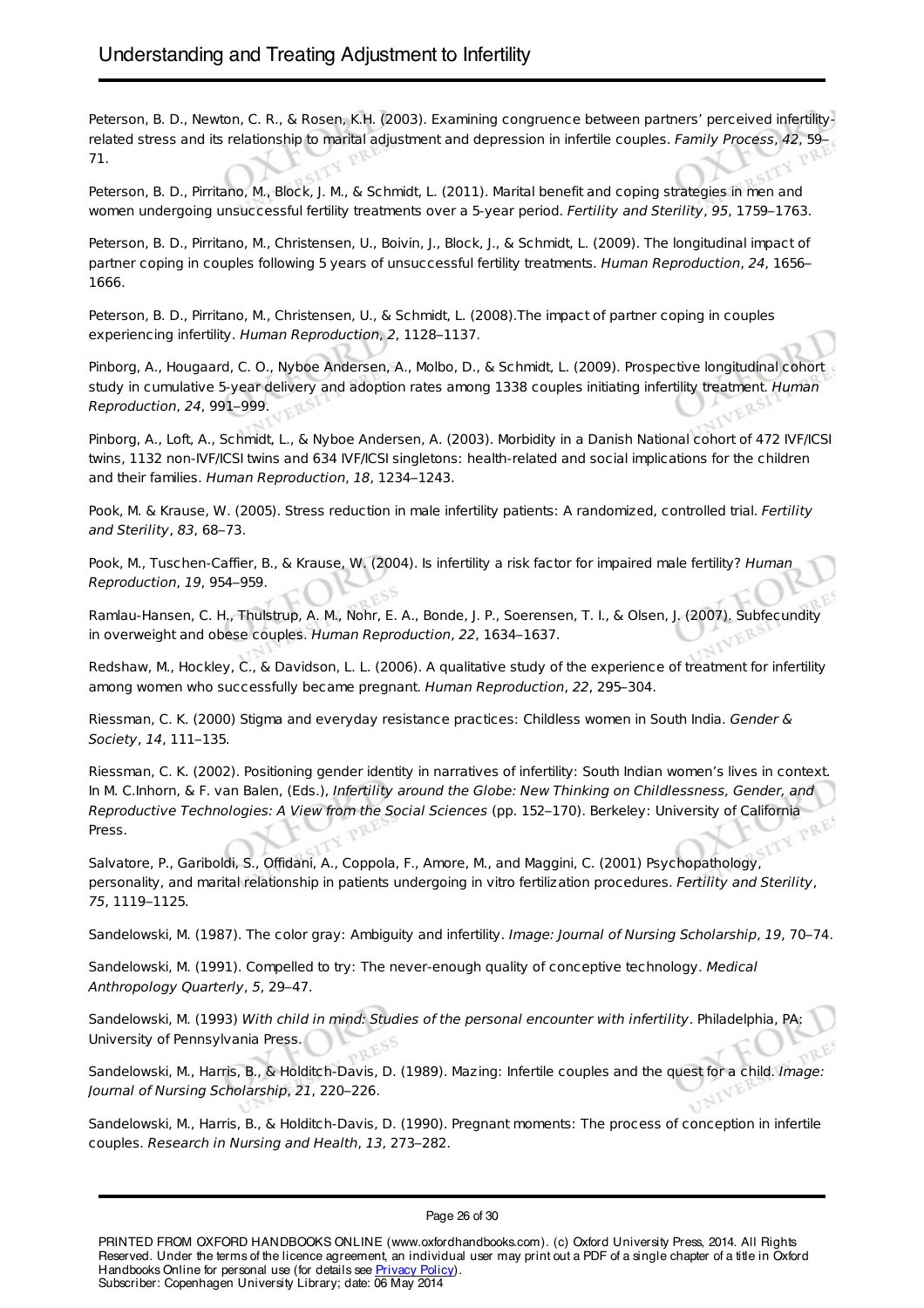Peterson, B. D., Newton, C. R., & Rosen, K.H. (2003). Examining congruence between partners' perceived infertility-related stress and its relationship to marital adjustment and depression in infertile couples. *Family Process*, *42*, 59–71.

Peterson, B. D., Pirritano, M., Block, J. M., & Schmidt, L. (2011). Marital benefit and coping strategies in men and women undergoing unsuccessful fertility treatments over a 5-year period. *Fertility and Sterility*, *95*, 1759–1763.

Peterson, B. D., Pirritano, M., Christensen, U., Boivin, J., Block, J., & Schmidt, L. (2009). The longitudinal impact of partner coping in couples following 5 years of unsuccessful fertility treatments. *Human Reproduction*, *24*, 1656–1666.

Peterson, B. D., Pirritano, M., Christensen, U., & Schmidt, L. (2008).The impact of partner coping in couples experiencing infertility. *Human Reproduction*, *2*, 1128–1137.

Pinborg, A., Hougaard, C. O., Nyboe Andersen, A., Molbo, D., & Schmidt, L. (2009). Prospective longitudinal cohort study in cumulative 5-year delivery and adoption rates among 1338 couples initiating infertility treatment. *Human Reproduction*, *24*, 991–999.

Pinborg, A., Loft, A., Schmidt, L., & Nyboe Andersen, A. (2003). Morbidity in a Danish National cohort of 472 IVF/ICSI twins, 1132 non-IVF/ICSI twins and 634 IVF/ICSI singletons: health-related and social implications for the children and their families. *Human Reproduction*, *18*, 1234–1243.

Pook, M. & Krause, W. (2005). Stress reduction in male infertility patients: A randomized, controlled trial. *Fertility and Sterility*, *83*, 68–73.

Pook, M., Tuschen-Caffier, B., & Krause, W. (2004). Is infertility a risk factor for impaired male fertility? *Human Reproduction*, *19*, 954–959.

Ramlau-Hansen, C. H., Thulstrup, A. M., Nohr, E. A., Bonde, J. P., Soerensen, T. I., & Olsen, J. (2007). Subfecundity in overweight and obese couples. *Human Reproduction*, *22*, 1634–1637.

Redshaw, M., Hockley, C., & Davidson, L. L. (2006). A qualitative study of the experience of treatment for infertility among women who successfully became pregnant. *Human Reproduction*, *22*, 295–304.

Riessman, C. K. (2000) Stigma and everyday resistance practices: Childless women in South India. *Gender & Society*, *14*, 111–135.

Riessman, C. K. (2002). Positioning gender identity in narratives of infertility: South Indian women's lives in context. In M. C.Inhorn, & F. van Balen, (Eds.), *Infertility around the Globe: New Thinking on Childlessness, Gender, and Reproductive Technologies: A View from the Social Sciences* (pp. 152–170). Berkeley: University of California Press.

Salvatore, P., Gariboldi, S., Offidani, A., Coppola, F., Amore, M., and Maggini, C. (2001) Psychopathology, personality, and marital relationship in patients undergoing in vitro fertilization procedures. *Fertility and Sterility*, *75*, 1119–1125.

Sandelowski, M. (1987). The color gray: Ambiguity and infertility. *Image: Journal of Nursing Scholarship*, *19*, 70–74.

Sandelowski, M. (1991). Compelled to try: The never-enough quality of conceptive technology. *Medical Anthropology Quarterly*, *5*, 29–47.

Sandelowski, M. (1993) *With child in mind: Studies of the personal encounter with infertility*. Philadelphia, PA: University of Pennsylvania Press.

Sandelowski, M., Harris, B., & Holditch-Davis, D. (1989). Mazing: Infertile couples and the quest for a child. *Image: Journal of Nursing Scholarship*, *21*, 220–226.

Sandelowski, M., Harris, B., & Holditch-Davis, D. (1990). Pregnant moments: The process of conception in infertile couples. *Research in Nursing and Health*, *13*, 273–282.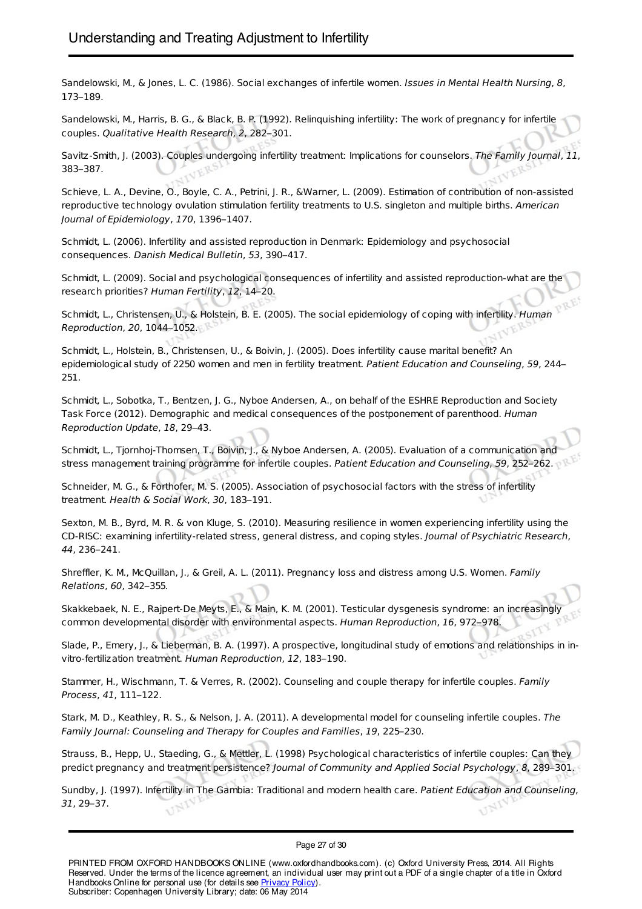Sandelowski, M., & Jones, L. C. (1986). Social exchanges of infertile women. *Issues in Mental Health Nursing*, *8*, 173–189.

Sandelowski, M., Harris, B. G., & Black, B. P. (1992). Relinquishing infertility: The work of pregnancy for infertile couples. *Qualitative Health Research*, *2*, 282–301.

Savitz-Smith, J. (2003). Couples undergoing infertility treatment: Implications for counselors. *The Family Journal*, *11*, 383–387.

Schieve, L. A., Devine, O., Boyle, C. A., Petrini, J. R., &Warner, L. (2009). Estimation of contribution of non-assisted reproductive technology ovulation stimulation fertility treatments to U.S. singleton and multiple births. *American Journal of Epidemiology*, *170*, 1396–1407.

Schmidt, L. (2006). Infertility and assisted reproduction in Denmark: Epidemiology and psychosocial consequences. *Danish Medical Bulletin*, *53*, 390–417.

Schmidt, L. (2009). Social and psychological consequences of infertility and assisted reproduction-what are the research priorities? *Human Fertility*, *12*, 14–20.

Schmidt, L., Christensen, U., & Holstein, B. E. (2005). The social epidemiology of coping with infertility. *Human Reproduction*, *20*, 1044–1052.

Schmidt, L., Holstein, B., Christensen, U., & Boivin, J. (2005). Does infertility cause marital benefit? An epidemiological study of 2250 women and men in fertility treatment. *Patient Education and Counseling*, *59*, 244–251.

Schmidt, L., Sobotka, T., Bentzen, J. G., Nyboe Andersen, A., on behalf of the ESHRE Reproduction and Society Task Force (2012). Demographic and medical consequences of the postponement of parenthood. *Human Reproduction Update*, *18*, 29–43.

Schmidt, L., Tjornhoj-Thomsen, T., Boivin, J., & Nyboe Andersen, A. (2005). Evaluation of a communication and stress management training programme for infertile couples. *Patient Education and Counseling*, *59*, 252–262.

Schneider, M. G., & Forthofer, M. S. (2005). Association of psychosocial factors with the stress of infertility treatment. *Health & Social Work*, *30*, 183–191.

Sexton, M. B., Byrd, M. R. & von Kluge, S. (2010). Measuring resilience in women experiencing infertility using the CD-RISC: examining infertility-related stress, general distress, and coping styles. *Journal of Psychiatric Research*, *44*, 236–241.

Shreffler, K. M., McQuillan, J., & Greil, A. L. (2011). Pregnancy loss and distress among U.S. Women. *Family Relations*, *60*, 342–355.

Skakkebaek, N. E., Rajpert-De Meyts, E., & Main, K. M. (2001). Testicular dysgenesis syndrome: an increasingly common developmental disorder with environmental aspects. *Human Reproduction*, *16*, 972–978.

Slade, P., Emery, J., & Lieberman, B. A. (1997). A prospective, longitudinal study of emotions and relationships in in-vitro-fertilization treatment. *Human Reproduction*, *12*, 183–190.

Stammer, H., Wischmann, T. & Verres, R. (2002). Counseling and couple therapy for infertile couples. *Family Process*, *41*, 111–122.

Stark, M. D., Keathley, R. S., & Nelson, J. A. (2011). A developmental model for counseling infertile couples. *The Family Journal: Counseling and Therapy for Couples and Families*, *19*, 225–230.

Strauss, B., Hepp, U., Staeding, G., & Mettler, L. (1998) Psychological characteristics of infertile couples: Can they predict pregnancy and treatment persistence? *Journal of Community and Applied Social Psychology*, *8*, 289–301.

Sundby, J. (1997). Infertility in The Gambia: Traditional and modern health care. *Patient Education and Counseling*, *31*, 29–37.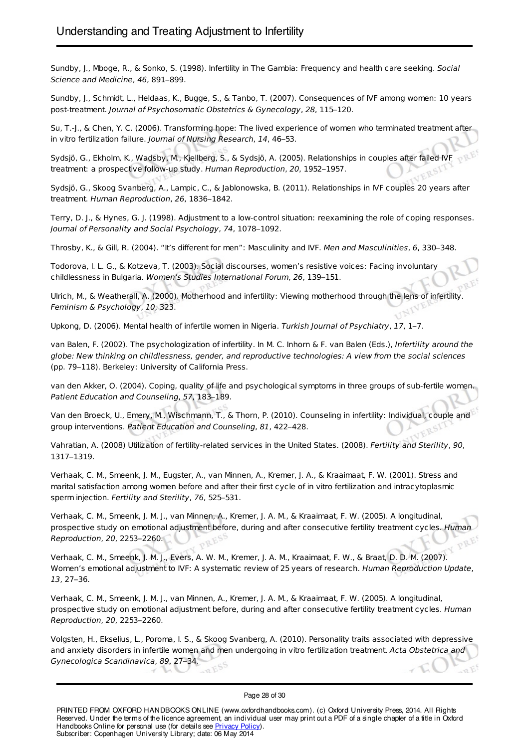Sundby, J., Mboge, R., & Sonko, S. (1998). Infertility in The Gambia: Frequency and health care seeking. *Social Science and Medicine*, *46*, 891–899.

Sundby, J., Schmidt, L., Heldaas, K., Bugge, S., & Tanbo, T. (2007). Consequences of IVF among women: 10 years post-treatment. *Journal of Psychosomatic Obstetrics & Gynecology*, *28*, 115–120.

Su, T.-J., & Chen, Y. C. (2006). Transforming hope: The lived experience of women who terminated treatment after in vitro fertilization failure. *Journal of Nursing Research*, *14*, 46–53.

Sydsjö, G., Ekholm, K., Wadsby, M., Kjellberg, S., & Sydsjö, A. (2005). Relationships in couples after failed IVF treatment: a prospective follow-up study. *Human Reproduction*, *20*, 1952–1957.

Sydsjö, G., Skoog Svanberg, A., Lampic, C., & Jablonowska, B. (2011). Relationships in IVF couples 20 years after treatment. *Human Reproduction*, *26*, 1836–1842.

Terry, D. J., & Hynes, G. J. (1998). Adjustment to a low-control situation: reexamining the role of coping responses. *Journal of Personality and Social Psychology*, *74*, 1078–1092.

Throsby, K., & Gill, R. (2004). "It's different for men": Masculinity and IVF. *Men and Masculinities*, *6*, 330–348.

Todorova, I. L. G., & Kotzeva, T. (2003). Social discourses, women's resistive voices: Facing involuntary childlessness in Bulgaria. *Women's Studies International Forum*, *26*, 139–151.

Ulrich, M., & Weatherall, A. (2000). Motherhood and infertility: Viewing motherhood through the lens of infertility. *Feminism & Psychology*, *10*, 323.

Upkong, D. (2006). Mental health of infertile women in Nigeria. *Turkish Journal of Psychiatry*, *17*, 1–7.

van Balen, F. (2002). The psychologization of infertility. In M. C. Inhorn & F. van Balen (Eds.), *Infertility around the globe: New thinking on childlessness, gender, and reproductive technologies: A view from the social sciences* (pp. 79–118). Berkeley: University of California Press.

van den Akker, O. (2004). Coping, quality of life and psychological symptoms in three groups of sub-fertile women. *Patient Education and Counseling*, *57*, 183–189.

Van den Broeck, U., Emery, M., Wischmann, T., & Thorn, P. (2010). Counseling in infertility: Individual, couple and group interventions. *Patient Education and Counseling*, *81*, 422–428.

Vahratian, A. (2008) Utilization of fertility-related services in the United States. (2008). *Fertility and Sterility*, *90*, 1317–1319.

Verhaak, C. M., Smeenk, J. M., Eugster, A., van Minnen, A., Kremer, J. A., & Kraaimaat, F. W. (2001). Stress and marital satisfaction among women before and after their first cycle of in vitro fertilization and intracytoplasmic sperm injection. *Fertility and Sterility*, *76*, 525–531.

Verhaak, C. M., Smeenk, J. M. J., van Minnen, A., Kremer, J. A. M., & Kraaimaat, F. W. (2005). A longitudinal, prospective study on emotional adjustment before, during and after consecutive fertility treatment cycles. *Human Reproduction*, *20*, 2253–2260.

Verhaak, C. M., Smeenk, J. M. J., Evers, A. W. M., Kremer, J. A. M., Kraaimaat, F. W., & Braat, D. D. M. (2007). Women's emotional adjustment to IVF: A systematic review of 25 years of research. *Human Reproduction Update*, *13*, 27–36.

Verhaak, C. M., Smeenk, J. M. J., van Minnen, A., Kremer, J. A. M., & Kraaimaat, F. W. (2005). A longitudinal, prospective study on emotional adjustment before, during and after consecutive fertility treatment cycles. *Human Reproduction*, *20*, 2253–2260.

Volgsten, H., Ekselius, L., Poroma, I. S., & Skoog Svanberg, A. (2010). Personality traits associated with depressive and anxiety disorders in infertile women and men undergoing in vitro fertilization treatment. *Acta Obstetrica and Gynecologica Scandinavica*, *89*, 27–34.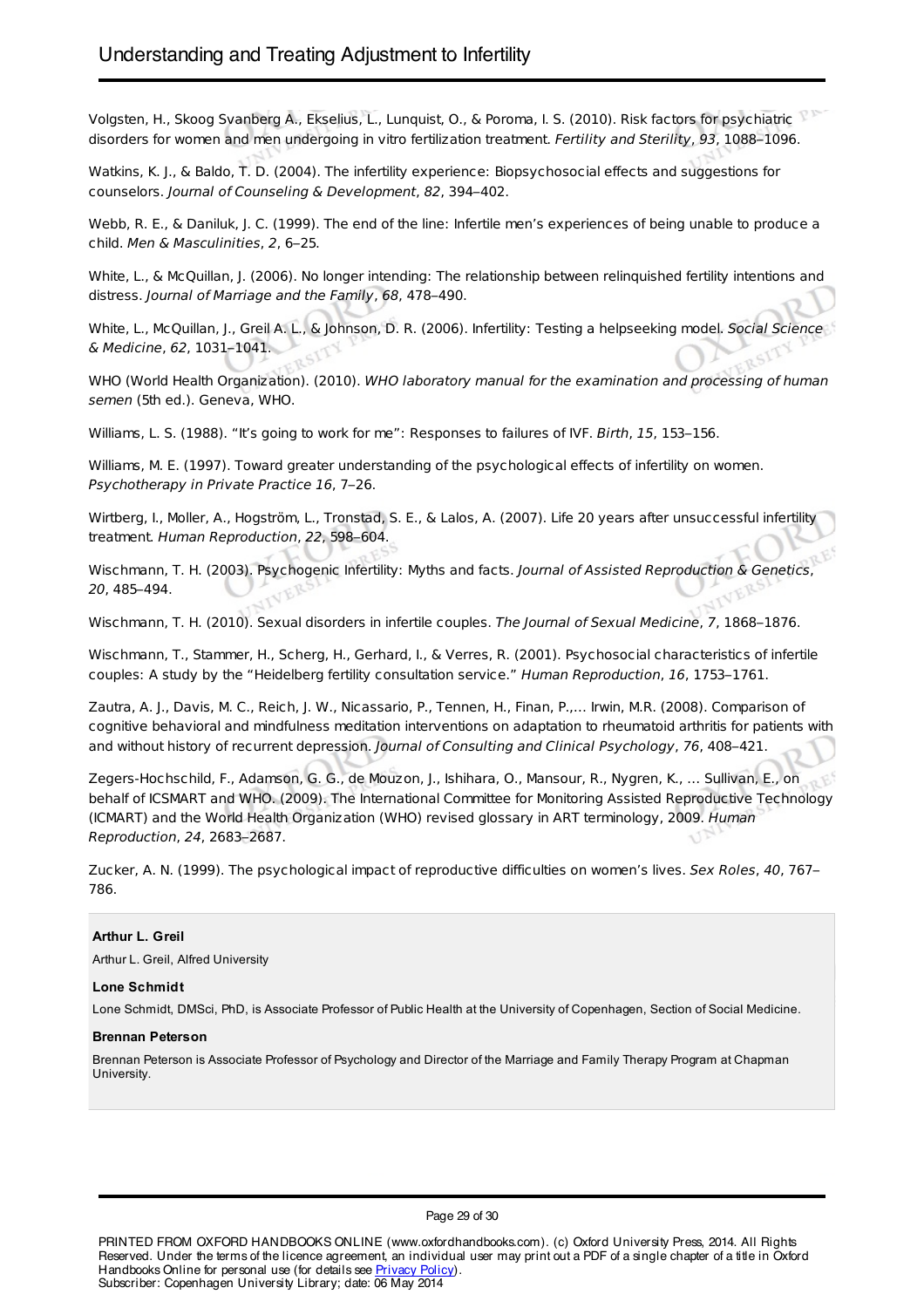Volgsten, H., Skoog Svanberg A., Ekselius, L., Lunquist, O., & Poroma, I. S. (2010). Risk factors for psychiatric disorders for women and men undergoing in vitro fertilization treatment. *Fertility and Sterility*, *93*, 1088–1096.

Watkins, K. J., & Baldo, T. D. (2004). The infertility experience: Biopsychosocial effects and suggestions for counselors. *Journal of Counseling & Development*, *82*, 394–402.

Webb, R. E., & Daniluk, J. C. (1999). The end of the line: Infertile men's experiences of being unable to produce a child. *Men & Masculinities*, *2*, 6–25.

White, L., & McQuillan, J. (2006). No longer intending: The relationship between relinquished fertility intentions and distress. *Journal of Marriage and the Family*, *68*, 478–490.

White, L., McQuillan, J., Greil A. L., & Johnson, D. R. (2006). Infertility: Testing a helpseeking model. *Social Science & Medicine*, *62*, 1031–1041.

WHO (World Health Organization). (2010). *WHO laboratory manual for the examination and processing of human semen* (5th ed.). Geneva, WHO.

Williams, L. S. (1988). "It's going to work for me": Responses to failures of IVF. *Birth*, *15*, 153–156.

Williams, M. E. (1997). Toward greater understanding of the psychological effects of infertility on women. *Psychotherapy in Private Practice 16*, 7–26.

Wirtberg, I., Moller, A., Hogström, L., Tronstad, S. E., & Lalos, A. (2007). Life 20 years after unsuccessful infertility treatment. *Human Reproduction*, *22*, 598–604.

Wischmann, T. H. (2003). Psychogenic Infertility: Myths and facts. *Journal of Assisted Reproduction & Genetics*, *20*, 485–494.

Wischmann, T. H. (2010). Sexual disorders in infertile couples. *The Journal of Sexual Medicine*, *7*, 1868–1876.

Wischmann, T., Stammer, H., Scherg, H., Gerhard, I., & Verres, R. (2001). Psychosocial characteristics of infertile couples: A study by the "Heidelberg fertility consultation service." *Human Reproduction*, *16*, 1753–1761.

Zautra, A. J., Davis, M. C., Reich, J. W., Nicassario, P., Tennen, H., Finan, P.,… Irwin, M.R. (2008). Comparison of cognitive behavioral and mindfulness meditation interventions on adaptation to rheumatoid arthritis for patients with and without history of recurrent depression. *Journal of Consulting and Clinical Psychology*, *76*, 408–421.

Zegers-Hochschild, F., Adamson, G. G., de Mouzon, J., Ishihara, O., Mansour, R., Nygren, K., … Sullivan, E., on behalf of ICSMART and WHO. (2009). The International Committee for Monitoring Assisted Reproductive Technology (ICMART) and the World Health Organization (WHO) revised glossary in ART terminology, 2009. *Human Reproduction*, *24*, 2683–2687.

Zucker, A. N. (1999). The psychological impact of reproductive difficulties on women's lives. *Sex Roles*, *40*, 767–786.

**Arthur L. Greil**

Arthur L. Greil, Alfred University

**Lone Schmidt**

Lone Schmidt, DMSci, PhD, is Associate Professor of Public Health at the University of Copenhagen, Section of Social Medicine.

**Brennan Peterson**

Brennan Peterson is Associate Professor of Psychology and Director of the Marriage and Family Therapy Program at Chapman University.